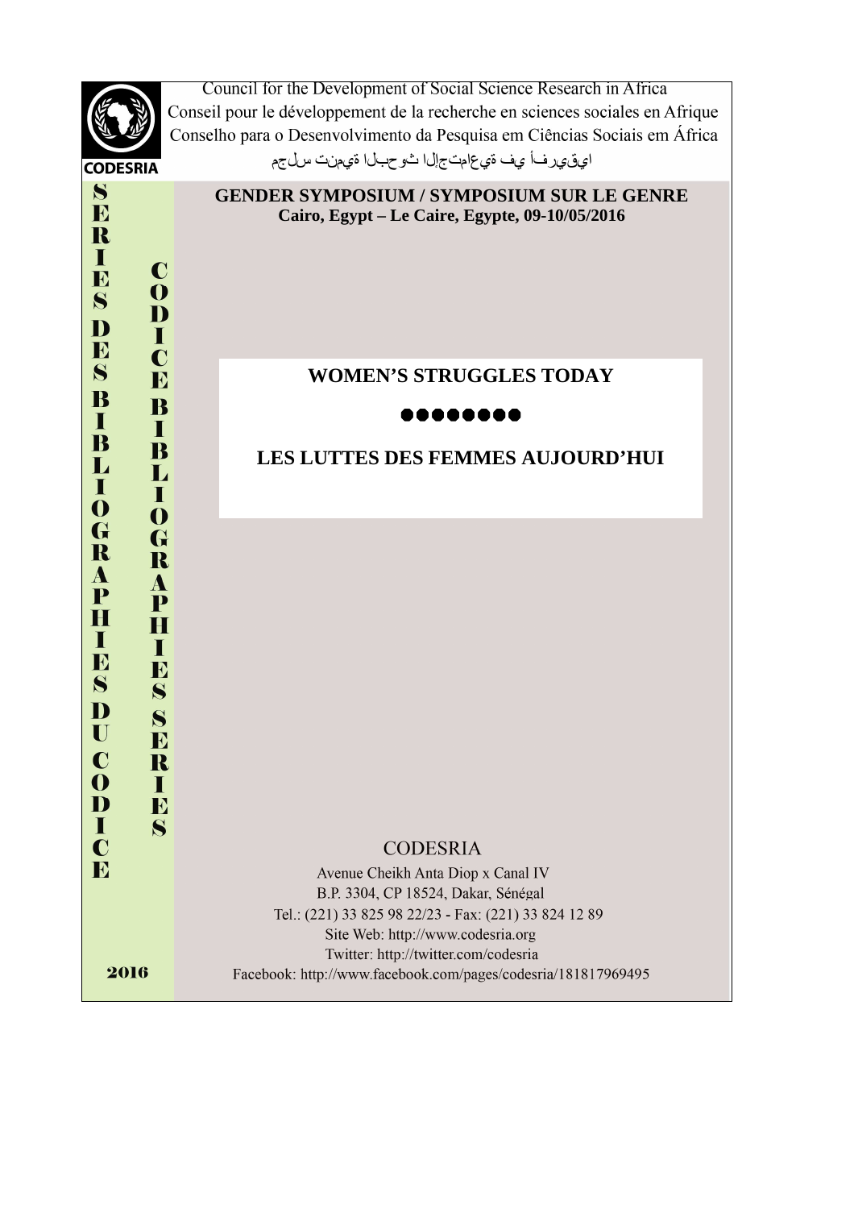Council for the Development of Social Science Research in Africa
Conseil pour le développement de la recherche en sciences sociales en Afrique
Conselho para o Desenvolvimento da Pesquisa em Ciências Sociais em África
مجلس تنمية البحوث الإجتماعية في أفريقيا

CODESRIA

SERIES DES BIBLIOGRAPHIES DU CODICE

CODICE BIBLIOGRAPHIES SERIES

**GENDER SYMPOSIUM / SYMPOSIUM SUR LE GENRE**
**Cairo, Egypt – Le Caire, Egypte, 09-10/05/2016**

# WOMEN'S STRUGGLES TODAY

●●●●●●●●

# LES LUTTES DES FEMMES AUJOURD'HUI

CODESRIA
Avenue Cheikh Anta Diop x Canal IV
B.P. 3304, CP 18524, Dakar, Sénégal
Tel.: (221) 33 825 98 22/23 - Fax: (221) 33 824 12 89
Site Web: http://www.codesria.org
Twitter: http://twitter.com/codesria
Facebook: http://www.facebook.com/pages/codesria/181817969495

2016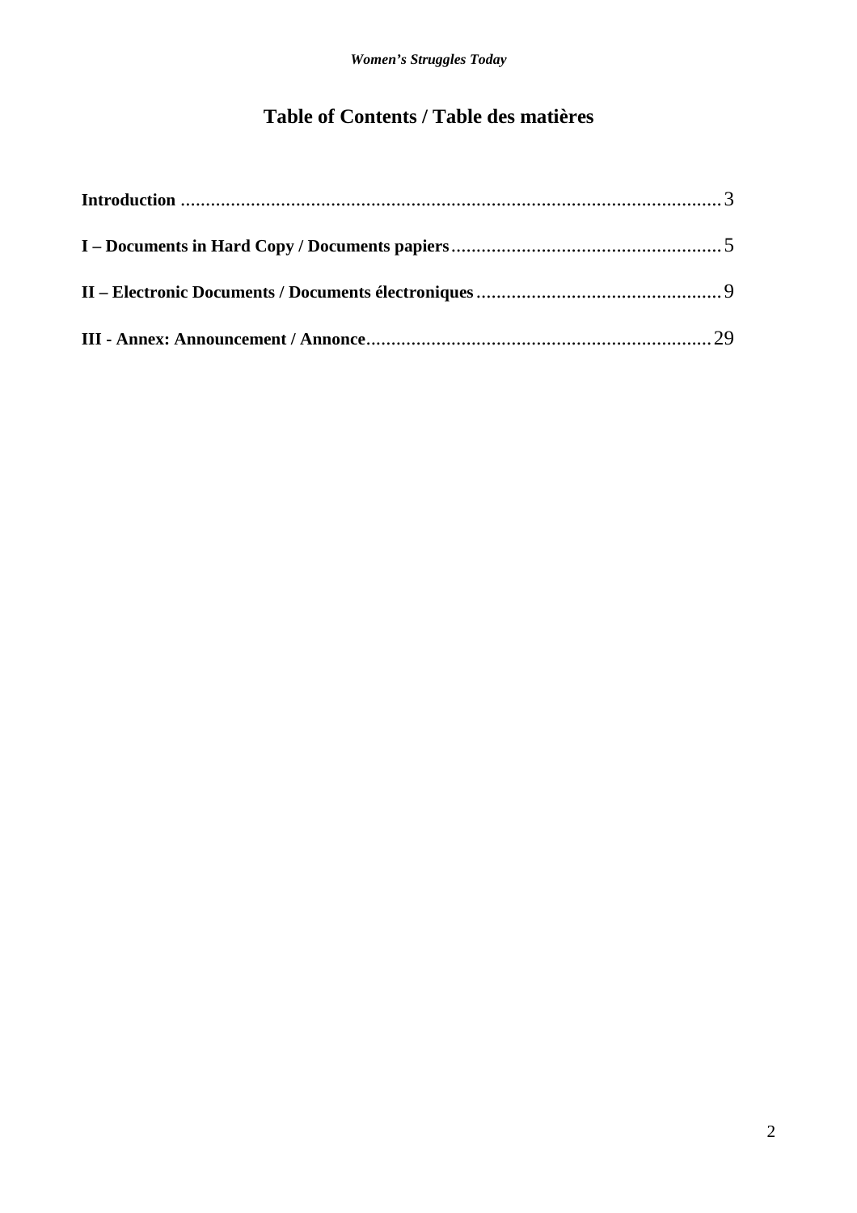# Table of Contents / Table des matières

**Introduction** .......................................................................................................... 3

**I – Documents in Hard Copy / Documents papiers** ...................................................... 5

**II – Electronic Documents / Documents électroniques** ................................................. 9

**III - Annex: Announcement / Annonce** ..................................................................... 29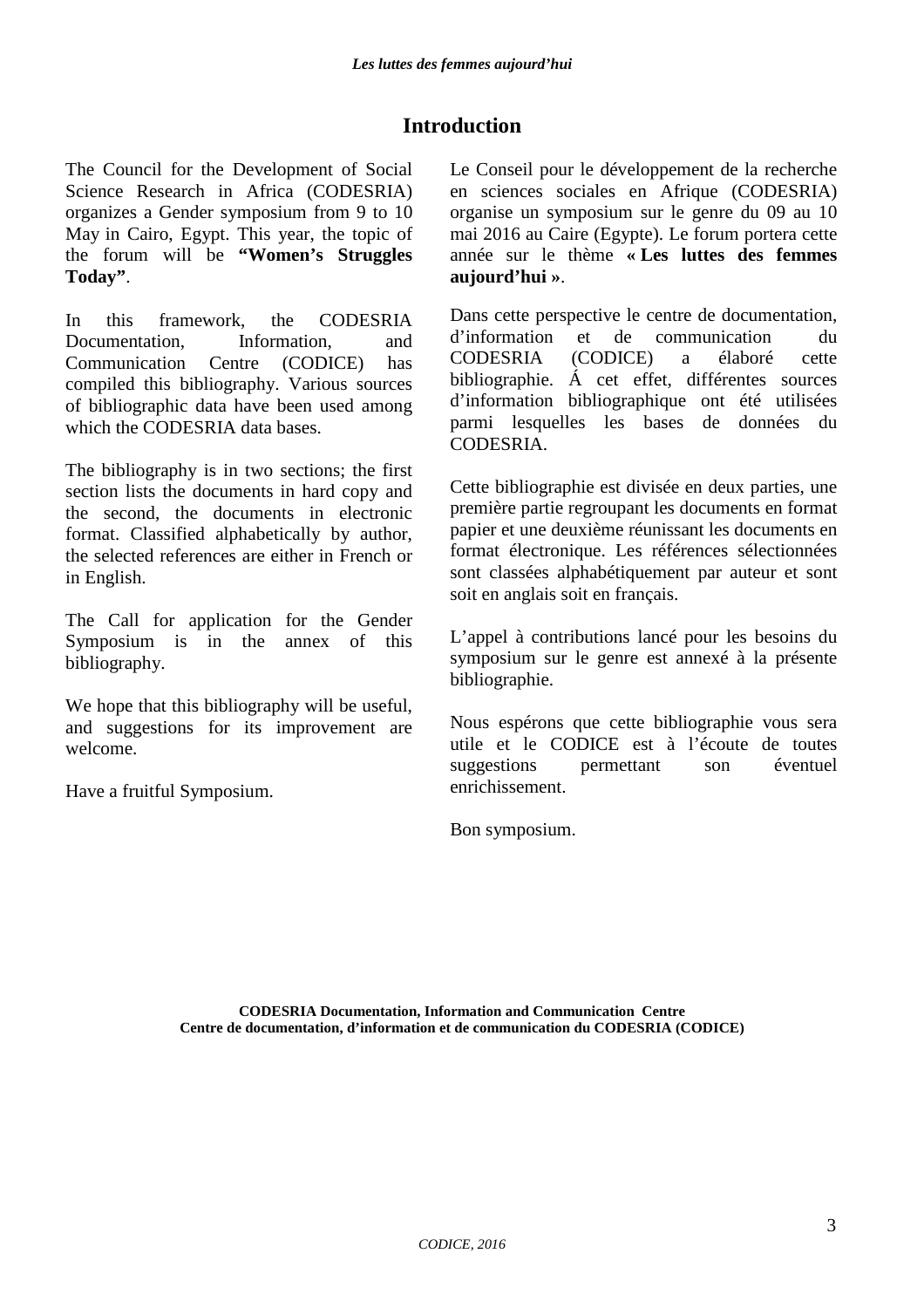# Introduction

The Council for the Development of Social Science Research in Africa (CODESRIA) organizes a Gender symposium from 9 to 10 May in Cairo, Egypt. This year, the topic of the forum will be **"Women's Struggles Today"**.

In this framework, the CODESRIA Documentation, Information, and Communication Centre (CODICE) has compiled this bibliography. Various sources of bibliographic data have been used among which the CODESRIA data bases.

The bibliography is in two sections; the first section lists the documents in hard copy and the second, the documents in electronic format. Classified alphabetically by author, the selected references are either in French or in English.

The Call for application for the Gender Symposium is in the annex of this bibliography.

We hope that this bibliography will be useful, and suggestions for its improvement are welcome.

Have a fruitful Symposium.

Le Conseil pour le développement de la recherche en sciences sociales en Afrique (CODESRIA) organise un symposium sur le genre du 09 au 10 mai 2016 au Caire (Egypte). Le forum portera cette année sur le thème **« Les luttes des femmes aujourd'hui »**.

Dans cette perspective le centre de documentation, d'information et de communication du CODESRIA (CODICE) a élaboré cette bibliographie. Á cet effet, différentes sources d'information bibliographique ont été utilisées parmi lesquelles les bases de données du CODESRIA.

Cette bibliographie est divisée en deux parties, une première partie regroupant les documents en format papier et une deuxième réunissant les documents en format électronique. Les références sélectionnées sont classées alphabétiquement par auteur et sont soit en anglais soit en français.

L'appel à contributions lancé pour les besoins du symposium sur le genre est annexé à la présente bibliographie.

Nous espérons que cette bibliographie vous sera utile et le CODICE est à l'écoute de toutes suggestions permettant son éventuel enrichissement.

Bon symposium.

**CODESRIA Documentation, Information and Communication Centre**
**Centre de documentation, d'information et de communication du CODESRIA (CODICE)**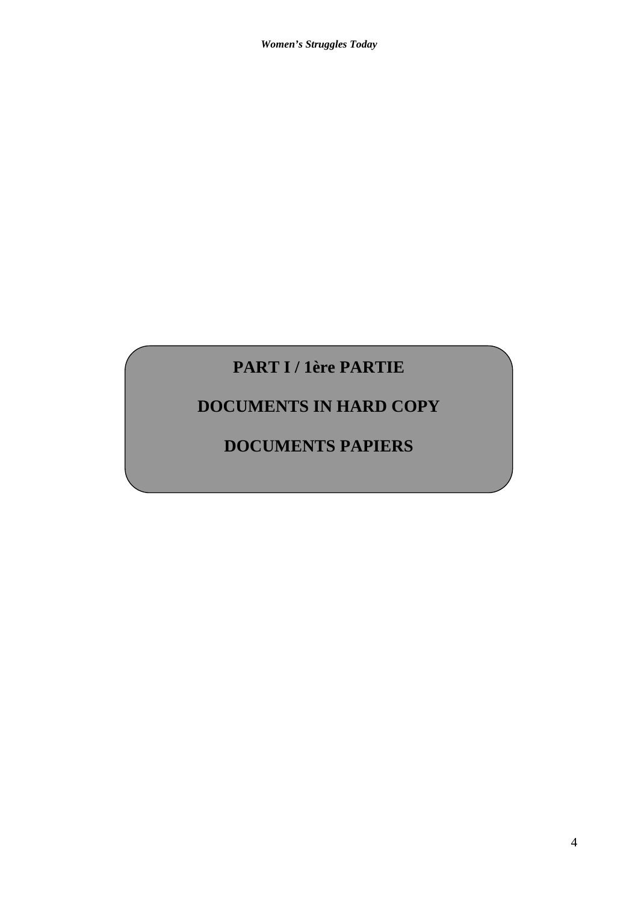# PART I / 1ère PARTIE

# DOCUMENTS IN HARD COPY

# DOCUMENTS PAPIERS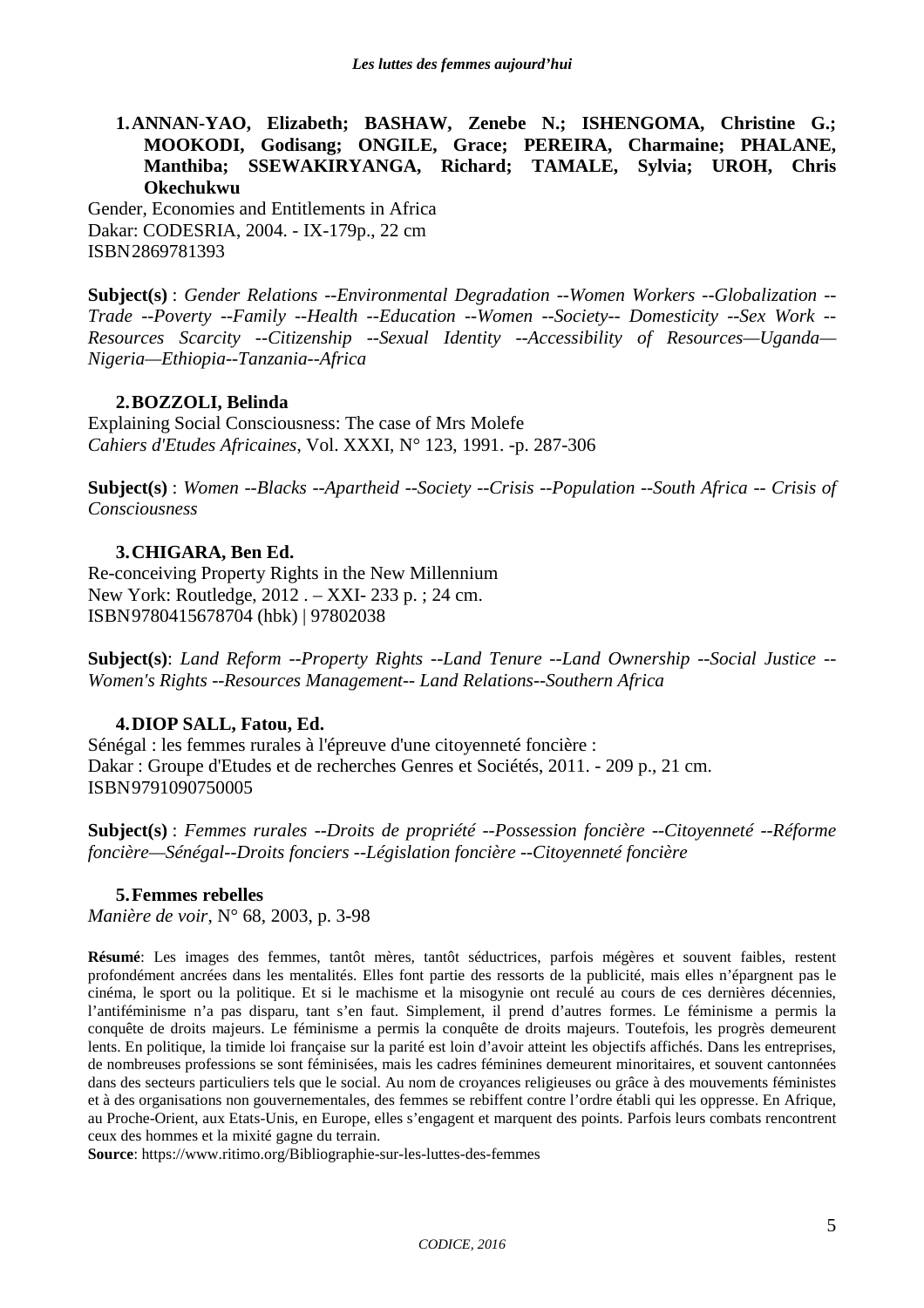1. **ANNAN-YAO, Elizabeth; BASHAW, Zenebe N.; ISHENGOMA, Christine G.; MOOKODI, Godisang; ONGILE, Grace; PEREIRA, Charmaine; PHALANE, Manthiba; SSEWAKIRYANGA, Richard; TAMALE, Sylvia; UROH, Chris Okechukwu**

Gender, Economies and Entitlements in Africa
Dakar: CODESRIA, 2004. - IX-179p., 22 cm
ISBN2869781393

**Subject(s)** : *Gender Relations --Environmental Degradation --Women Workers --Globalization --Trade --Poverty --Family --Health --Education --Women --Society-- Domesticity --Sex Work --Resources Scarcity --Citizenship --Sexual Identity --Accessibility of Resources—Uganda—Nigeria—Ethiopia--Tanzania--Africa*

2. **BOZZOLI, Belinda**

Explaining Social Consciousness: The case of Mrs Molefe
*Cahiers d'Etudes Africaines*, Vol. XXXI, N° 123, 1991. -p. 287-306

**Subject(s)** : *Women --Blacks --Apartheid --Society --Crisis --Population --South Africa -- Crisis of Consciousness*

3. **CHIGARA, Ben Ed.**

Re-conceiving Property Rights in the New Millennium
New York: Routledge, 2012 . – XXI- 233 p. ; 24 cm.
ISBN9780415678704 (hbk) | 97802038

**Subject(s)**: *Land Reform --Property Rights --Land Tenure --Land Ownership --Social Justice --Women's Rights --Resources Management-- Land Relations--Southern Africa*

4. **DIOP SALL, Fatou, Ed.**

Sénégal : les femmes rurales à l'épreuve d'une citoyenneté foncière :
Dakar : Groupe d'Etudes et de recherches Genres et Sociétés, 2011. - 209 p., 21 cm.
ISBN9791090750005

**Subject(s)** : *Femmes rurales --Droits de propriété --Possession foncière --Citoyenneté --Réforme foncière—Sénégal--Droits fonciers --Législation foncière --Citoyenneté foncière*

5. **Femmes rebelles**

*Manière de voir*, N° 68, 2003, p. 3-98

**Résumé**: Les images des femmes, tantôt mères, tantôt séductrices, parfois mégères et souvent faibles, restent profondément ancrées dans les mentalités. Elles font partie des ressorts de la publicité, mais elles n'épargnent pas le cinéma, le sport ou la politique. Et si le machisme et la misogynie ont reculé au cours de ces dernières décennies, l'antiféminisme n'a pas disparu, tant s'en faut. Simplement, il prend d'autres formes. Le féminisme a permis la conquête de droits majeurs. Le féminisme a permis la conquête de droits majeurs. Toutefois, les progrès demeurent lents. En politique, la timide loi française sur la parité est loin d'avoir atteint les objectifs affichés. Dans les entreprises, de nombreuses professions se sont féminisées, mais les cadres féminines demeurent minoritaires, et souvent cantonnées dans des secteurs particuliers tels que le social. Au nom de croyances religieuses ou grâce à des mouvements féministes et à des organisations non gouvernementales, des femmes se rebiffent contre l'ordre établi qui les oppresse. En Afrique, au Proche-Orient, aux Etats-Unis, en Europe, elles s'engagent et marquent des points. Parfois leurs combats rencontrent ceux des hommes et la mixité gagne du terrain.

**Source**: https://www.ritimo.org/Bibliographie-sur-les-luttes-des-femmes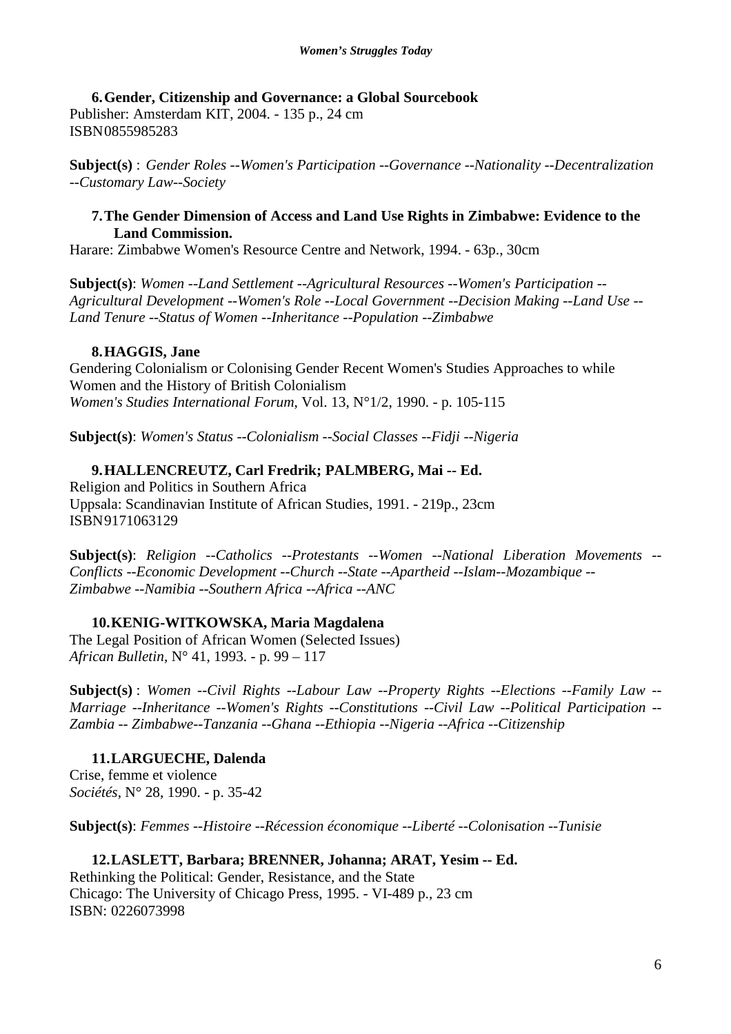**6. Gender, Citizenship and Governance: a Global Sourcebook**

Publisher: Amsterdam KIT, 2004. - 135 p., 24 cm
ISBN0855985283

**Subject(s)** : *Gender Roles --Women's Participation --Governance --Nationality --Decentralization --Customary Law--Society*

**7. The Gender Dimension of Access and Land Use Rights in Zimbabwe: Evidence to the Land Commission.**

Harare: Zimbabwe Women's Resource Centre and Network, 1994. - 63p., 30cm

**Subject(s)**: *Women --Land Settlement --Agricultural Resources --Women's Participation --Agricultural Development --Women's Role --Local Government --Decision Making --Land Use --Land Tenure --Status of Women --Inheritance --Population --Zimbabwe*

**8. HAGGIS, Jane**

Gendering Colonialism or Colonising Gender Recent Women's Studies Approaches to while Women and the History of British Colonialism
*Women's Studies International Forum*, Vol. 13, N°1/2, 1990. - p. 105-115

**Subject(s)**: *Women's Status --Colonialism --Social Classes --Fidji --Nigeria*

**9. HALLENCREUTZ, Carl Fredrik; PALMBERG, Mai -- Ed.**

Religion and Politics in Southern Africa
Uppsala: Scandinavian Institute of African Studies, 1991. - 219p., 23cm
ISBN9171063129

**Subject(s)**: *Religion --Catholics --Protestants --Women --National Liberation Movements --Conflicts --Economic Development --Church --State --Apartheid --Islam--Mozambique --Zimbabwe --Namibia --Southern Africa --Africa --ANC*

**10. KENIG-WITKOWSKA, Maria Magdalena**

The Legal Position of African Women (Selected Issues)
*African Bulletin*, N° 41, 1993. - p. 99 – 117

**Subject(s)** : *Women --Civil Rights --Labour Law --Property Rights --Elections --Family Law --Marriage --Inheritance --Women's Rights --Constitutions --Civil Law --Political Participation --Zambia -- Zimbabwe--Tanzania --Ghana --Ethiopia --Nigeria --Africa --Citizenship*

**11. LARGUECHE, Dalenda**

Crise, femme et violence
*Sociétés*, N° 28, 1990. - p. 35-42

**Subject(s)**: *Femmes --Histoire --Récession économique --Liberté --Colonisation --Tunisie*

**12. LASLETT, Barbara; BRENNER, Johanna; ARAT, Yesim -- Ed.**

Rethinking the Political: Gender, Resistance, and the State
Chicago: The University of Chicago Press, 1995. - VI-489 p., 23 cm
ISBN: 0226073998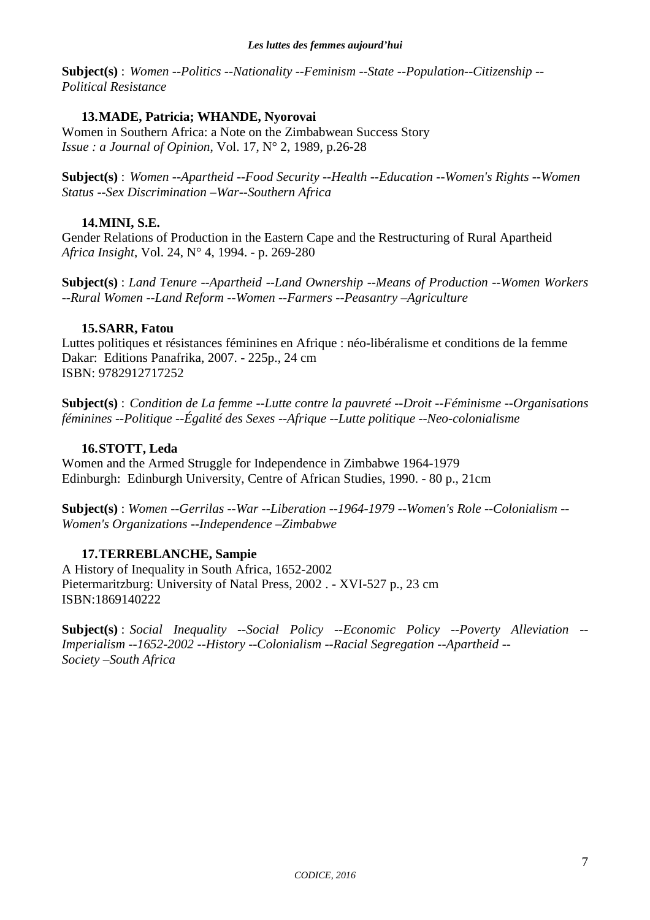**Subject(s)** : *Women --Politics --Nationality --Feminism --State --Population--Citizenship --Political Resistance*

**13. MADE, Patricia; WHANDE, Nyorovai**

Women in Southern Africa: a Note on the Zimbabwean Success Story
*Issue : a Journal of Opinion*, Vol. 17, N° 2, 1989, p.26-28

**Subject(s)** : *Women --Apartheid --Food Security --Health --Education --Women's Rights --Women Status --Sex Discrimination –War--Southern Africa*

**14. MINI, S.E.**

Gender Relations of Production in the Eastern Cape and the Restructuring of Rural Apartheid
*Africa Insight*, Vol. 24, N° 4, 1994. - p. 269-280

**Subject(s)** : *Land Tenure --Apartheid --Land Ownership --Means of Production --Women Workers --Rural Women --Land Reform --Women --Farmers --Peasantry –Agriculture*

**15. SARR, Fatou**

Luttes politiques et résistances féminines en Afrique : néo-libéralisme et conditions de la femme
Dakar: Editions Panafrika, 2007. - 225p., 24 cm
ISBN: 9782912717252

**Subject(s)** : *Condition de La femme --Lutte contre la pauvreté --Droit --Féminisme --Organisations féminines --Politique --Égalité des Sexes --Afrique --Lutte politique --Neo-colonialisme*

**16. STOTT, Leda**

Women and the Armed Struggle for Independence in Zimbabwe 1964-1979
Edinburgh: Edinburgh University, Centre of African Studies, 1990. - 80 p., 21cm

**Subject(s)** : *Women --Gerrilas --War --Liberation --1964-1979 --Women's Role --Colonialism --Women's Organizations --Independence –Zimbabwe*

**17. TERREBLANCHE, Sampie**

A History of Inequality in South Africa, 1652-2002
Pietermaritzburg: University of Natal Press, 2002 . - XVI-527 p., 23 cm
ISBN:1869140222

**Subject(s)** : *Social Inequality --Social Policy --Economic Policy --Poverty Alleviation --Imperialism --1652-2002 --History --Colonialism --Racial Segregation --Apartheid --Society –South Africa*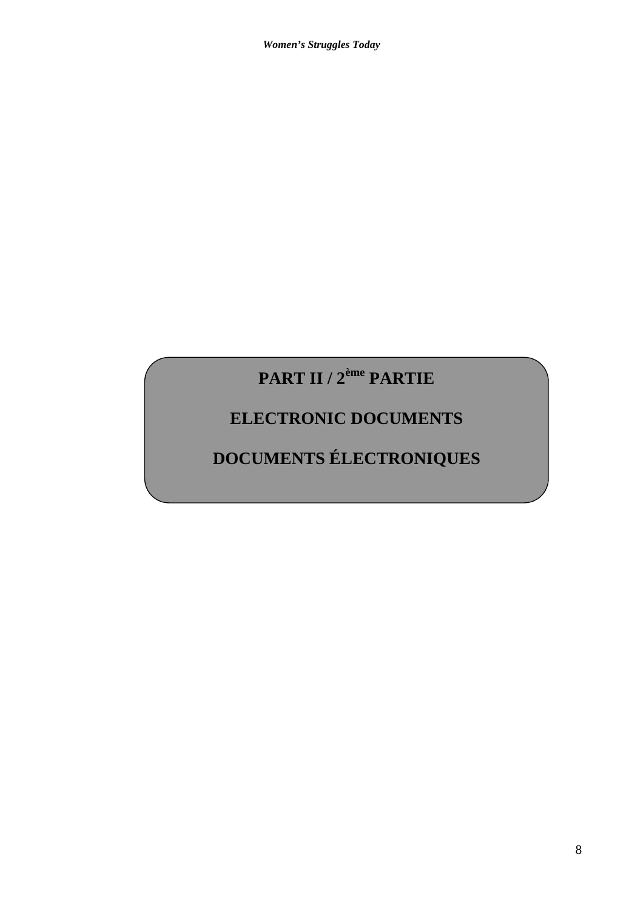# PART II / 2ème PARTIE

# ELECTRONIC DOCUMENTS

# DOCUMENTS ÉLECTRONIQUES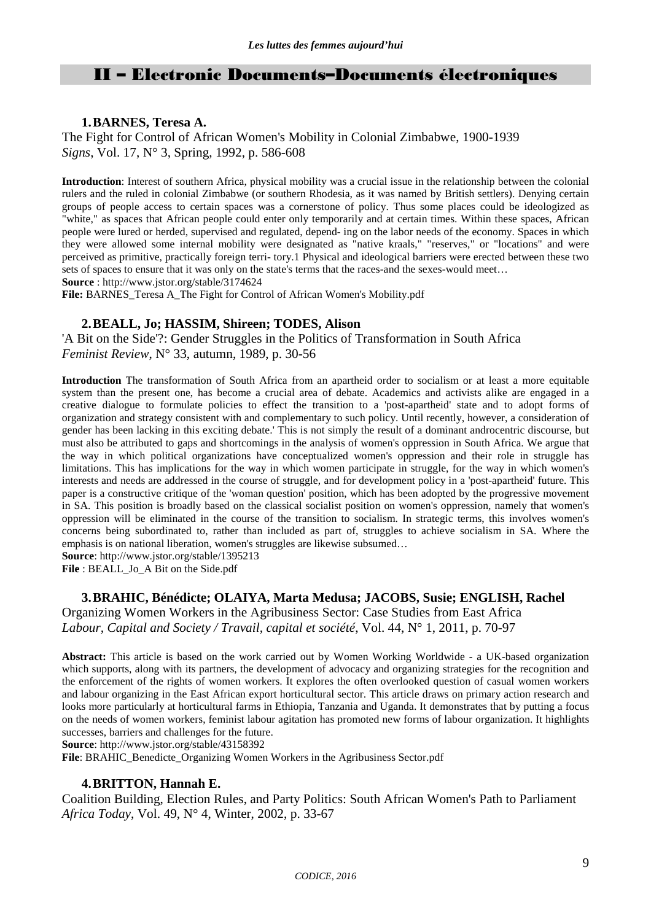## II – Electronic Documents–Documents électroniques

### 1. BARNES, Teresa A.

The Fight for Control of African Women's Mobility in Colonial Zimbabwe, 1900-1939
*Signs*, Vol. 17, N° 3, Spring, 1992, p. 586-608

**Introduction**: Interest of southern Africa, physical mobility was a crucial issue in the relationship between the colonial rulers and the ruled in colonial Zimbabwe (or southern Rhodesia, as it was named by British settlers). Denying certain groups of people access to certain spaces was a cornerstone of policy. Thus some places could be ideologized as "white," as spaces that African people could enter only temporarily and at certain times. Within these spaces, African people were lured or herded, supervised and regulated, depend- ing on the labor needs of the economy. Spaces in which they were allowed some internal mobility were designated as "native kraals," "reserves," or "locations" and were perceived as primitive, practically foreign terri- tory.1 Physical and ideological barriers were erected between these two sets of spaces to ensure that it was only on the state's terms that the races-and the sexes-would meet…
**Source** : http://www.jstor.org/stable/3174624
**File:** BARNES_Teresa A_The Fight for Control of African Women's Mobility.pdf

### 2. BEALL, Jo; HASSIM, Shireen; TODES, Alison

'A Bit on the Side'?: Gender Struggles in the Politics of Transformation in South Africa
*Feminist Review*, N° 33, autumn, 1989, p. 30-56

**Introduction** The transformation of South Africa from an apartheid order to socialism or at least a more equitable system than the present one, has become a crucial area of debate. Academics and activists alike are engaged in a creative dialogue to formulate policies to effect the transition to a 'post-apartheid' state and to adopt forms of organization and strategy consistent with and complementary to such policy. Until recently, however, a consideration of gender has been lacking in this exciting debate.' This is not simply the result of a dominant androcentric discourse, but must also be attributed to gaps and shortcomings in the analysis of women's oppression in South Africa. We argue that the way in which political organizations have conceptualized women's oppression and their role in struggle has limitations. This has implications for the way in which women participate in struggle, for the way in which women's interests and needs are addressed in the course of struggle, and for development policy in a 'post-apartheid' future. This paper is a constructive critique of the 'woman question' position, which has been adopted by the progressive movement in SA. This position is broadly based on the classical socialist position on women's oppression, namely that women's oppression will be eliminated in the course of the transition to socialism. In strategic terms, this involves women's concerns being subordinated to, rather than included as part of, struggles to achieve socialism in SA. Where the emphasis is on national liberation, women's struggles are likewise subsumed…
**Source**: http://www.jstor.org/stable/1395213
**File** : BEALL_Jo_A Bit on the Side.pdf

### 3. BRAHIC, Bénédicte; OLAIYA, Marta Medusa; JACOBS, Susie; ENGLISH, Rachel

Organizing Women Workers in the Agribusiness Sector: Case Studies from East Africa
*Labour, Capital and Society / Travail, capital et société*, Vol. 44, N° 1, 2011, p. 70-97

**Abstract:** This article is based on the work carried out by Women Working Worldwide - a UK-based organization which supports, along with its partners, the development of advocacy and organizing strategies for the recognition and the enforcement of the rights of women workers. It explores the often overlooked question of casual women workers and labour organizing in the East African export horticultural sector. This article draws on primary action research and looks more particularly at horticultural farms in Ethiopia, Tanzania and Uganda. It demonstrates that by putting a focus on the needs of women workers, feminist labour agitation has promoted new forms of labour organization. It highlights successes, barriers and challenges for the future.
**Source**: http://www.jstor.org/stable/43158392
**File**: BRAHIC_Benedicte_Organizing Women Workers in the Agribusiness Sector.pdf

### 4. BRITTON, Hannah E.

Coalition Building, Election Rules, and Party Politics: South African Women's Path to Parliament
*Africa Today*, Vol. 49, N° 4, Winter, 2002, p. 33-67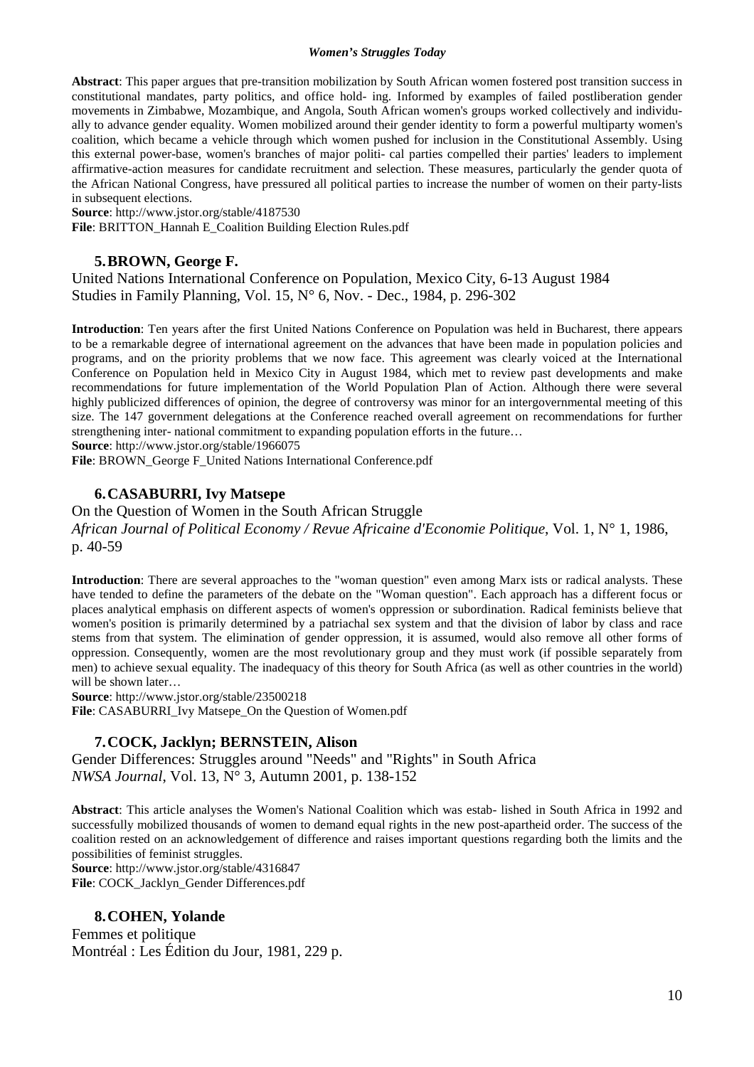**Abstract**: This paper argues that pre-transition mobilization by South African women fostered post transition success in constitutional mandates, party politics, and office hold- ing. Informed by examples of failed postliberation gender movements in Zimbabwe, Mozambique, and Angola, South African women's groups worked collectively and individually to advance gender equality. Women mobilized around their gender identity to form a powerful multiparty women's coalition, which became a vehicle through which women pushed for inclusion in the Constitutional Assembly. Using this external power-base, women's branches of major politi- cal parties compelled their parties' leaders to implement affirmative-action measures for candidate recruitment and selection. These measures, particularly the gender quota of the African National Congress, have pressured all political parties to increase the number of women on their party-lists in subsequent elections.
**Source**: http://www.jstor.org/stable/4187530
**File**: BRITTON_Hannah E_Coalition Building Election Rules.pdf

### 5. BROWN, George F.

United Nations International Conference on Population, Mexico City, 6-13 August 1984
Studies in Family Planning, Vol. 15, N° 6, Nov. - Dec., 1984, p. 296-302

**Introduction**: Ten years after the first United Nations Conference on Population was held in Bucharest, there appears to be a remarkable degree of international agreement on the advances that have been made in population policies and programs, and on the priority problems that we now face. This agreement was clearly voiced at the International Conference on Population held in Mexico City in August 1984, which met to review past developments and make recommendations for future implementation of the World Population Plan of Action. Although there were several highly publicized differences of opinion, the degree of controversy was minor for an intergovernmental meeting of this size. The 147 government delegations at the Conference reached overall agreement on recommendations for further strengthening inter- national commitment to expanding population efforts in the future…
**Source**: http://www.jstor.org/stable/1966075
**File**: BROWN_George F_United Nations International Conference.pdf

### 6. CASABURRI, Ivy Matsepe

On the Question of Women in the South African Struggle
*African Journal of Political Economy / Revue Africaine d'Economie Politique*, Vol. 1, N° 1, 1986, p. 40-59

**Introduction**: There are several approaches to the "woman question" even among Marx ists or radical analysts. These have tended to define the parameters of the debate on the "Woman question". Each approach has a different focus or places analytical emphasis on different aspects of women's oppression or subordination. Radical feminists believe that women's position is primarily determined by a patriachal sex system and that the division of labor by class and race stems from that system. The elimination of gender oppression, it is assumed, would also remove all other forms of oppression. Consequently, women are the most revolutionary group and they must work (if possible separately from men) to achieve sexual equality. The inadequacy of this theory for South Africa (as well as other countries in the world) will be shown later…
**Source**: http://www.jstor.org/stable/23500218
**File**: CASABURRI_Ivy Matsepe_On the Question of Women.pdf

### 7. COCK, Jacklyn; BERNSTEIN, Alison

Gender Differences: Struggles around "Needs" and "Rights" in South Africa
*NWSA Journal*, Vol. 13, N° 3, Autumn 2001, p. 138-152

**Abstract**: This article analyses the Women's National Coalition which was estab- lished in South Africa in 1992 and successfully mobilized thousands of women to demand equal rights in the new post-apartheid order. The success of the coalition rested on an acknowledgement of difference and raises important questions regarding both the limits and the possibilities of feminist struggles.
**Source**: http://www.jstor.org/stable/4316847
**File**: COCK_Jacklyn_Gender Differences.pdf

### 8. COHEN, Yolande

Femmes et politique
Montréal : Les Édition du Jour, 1981, 229 p.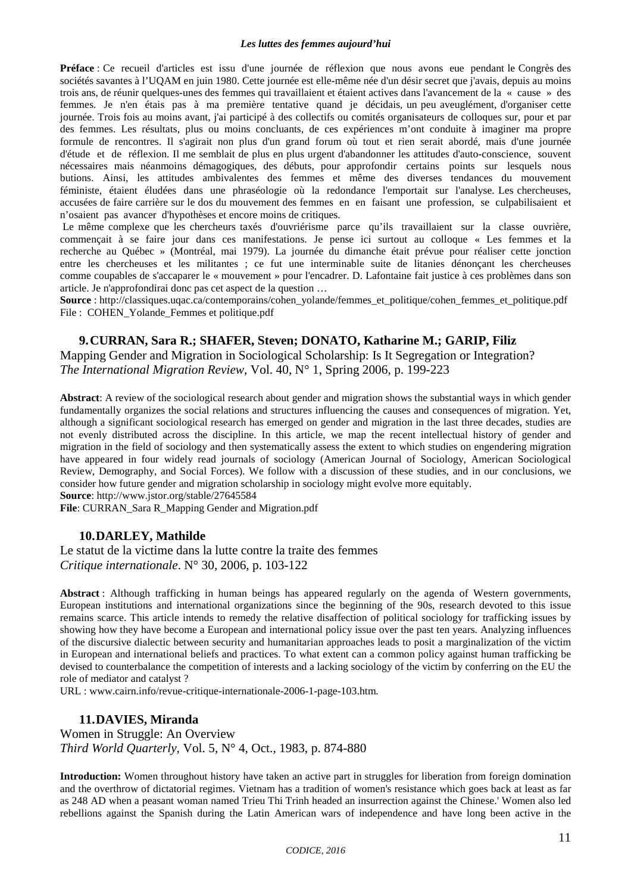**Préface** : Ce recueil d'articles est issu d'une journée de réflexion que nous avons eue pendant le Congrès des sociétés savantes à l'UQAM en juin 1980. Cette journée est elle-même née d'un désir secret que j'avais, depuis au moins trois ans, de réunir quelques-unes des femmes qui travaillaient et étaient actives dans l'avancement de la « cause » des femmes. Je n'en étais pas à ma première tentative quand je décidais, un peu aveuglément, d'organiser cette journée. Trois fois au moins avant, j'ai participé à des collectifs ou comités organisateurs de colloques sur, pour et par des femmes. Les résultats, plus ou moins concluants, de ces expériences m'ont conduite à imaginer ma propre formule de rencontres. Il s'agirait non plus d'un grand forum où tout et rien serait abordé, mais d'une journée d'étude et de réflexion. Il me semblait de plus en plus urgent d'abandonner les attitudes d'auto-conscience, souvent nécessaires mais néanmoins démagogiques, des débuts, pour approfondir certains points sur lesquels nous butions. Ainsi, les attitudes ambivalentes des femmes et même des diverses tendances du mouvement féministe, étaient éludées dans une phraséologie où la redondance l'emportait sur l'analyse. Les chercheuses, accusées de faire carrière sur le dos du mouvement des femmes en en faisant une profession, se culpabilisaient et n'osaient pas avancer d'hypothèses et encore moins de critiques.

Le même complexe que les chercheurs taxés d'ouvriérisme parce qu'ils travaillaient sur la classe ouvrière, commençait à se faire jour dans ces manifestations. Je pense ici surtout au colloque « Les femmes et la recherche au Québec » (Montréal, mai 1979). La journée du dimanche était prévue pour réaliser cette jonction entre les chercheuses et les militantes ; ce fut une interminable suite de litanies dénonçant les chercheuses comme coupables de s'accaparer le « mouvement » pour l'encadrer. D. Lafontaine fait justice à ces problèmes dans son article. Je n'approfondirai donc pas cet aspect de la question …

**Source** : http://classiques.uqac.ca/contemporains/cohen_yolande/femmes_et_politique/cohen_femmes_et_politique.pdf
File : COHEN_Yolande_Femmes et politique.pdf

## 9. CURRAN, Sara R.; SHAFER, Steven; DONATO, Katharine M.; GARIP, Filiz

Mapping Gender and Migration in Sociological Scholarship: Is It Segregation or Integration?
*The International Migration Review*, Vol. 40, N° 1, Spring 2006, p. 199-223

**Abstract**: A review of the sociological research about gender and migration shows the substantial ways in which gender fundamentally organizes the social relations and structures influencing the causes and consequences of migration. Yet, although a significant sociological research has emerged on gender and migration in the last three decades, studies are not evenly distributed across the discipline. In this article, we map the recent intellectual history of gender and migration in the field of sociology and then systematically assess the extent to which studies on engendering migration have appeared in four widely read journals of sociology (American Journal of Sociology, American Sociological Review, Demography, and Social Forces). We follow with a discussion of these studies, and in our conclusions, we consider how future gender and migration scholarship in sociology might evolve more equitably.
**Source**: http://www.jstor.org/stable/27645584
**File**: CURRAN_Sara R_Mapping Gender and Migration.pdf

## 10. DARLEY, Mathilde

Le statut de la victime dans la lutte contre la traite des femmes
*Critique internationale*. N° 30, 2006, p. 103-122

**Abstract** : Although trafficking in human beings has appeared regularly on the agenda of Western governments, European institutions and international organizations since the beginning of the 90s, research devoted to this issue remains scarce. This article intends to remedy the relative disaffection of political sociology for trafficking issues by showing how they have become a European and international policy issue over the past ten years. Analyzing influences of the discursive dialectic between security and humanitarian approaches leads to posit a marginalization of the victim in European and international beliefs and practices. To what extent can a common policy against human trafficking be devised to counterbalance the competition of interests and a lacking sociology of the victim by conferring on the EU the role of mediator and catalyst ?
URL : www.cairn.info/revue-critique-internationale-2006-1-page-103.htm.

## 11. DAVIES, Miranda

Women in Struggle: An Overview
*Third World Quarterly*, Vol. 5, N° 4, Oct., 1983, p. 874-880

**Introduction:** Women throughout history have taken an active part in struggles for liberation from foreign domination and the overthrow of dictatorial regimes. Vietnam has a tradition of women's resistance which goes back at least as far as 248 AD when a peasant woman named Trieu Thi Trinh headed an insurrection against the Chinese.' Women also led rebellions against the Spanish during the Latin American wars of independence and have long been active in the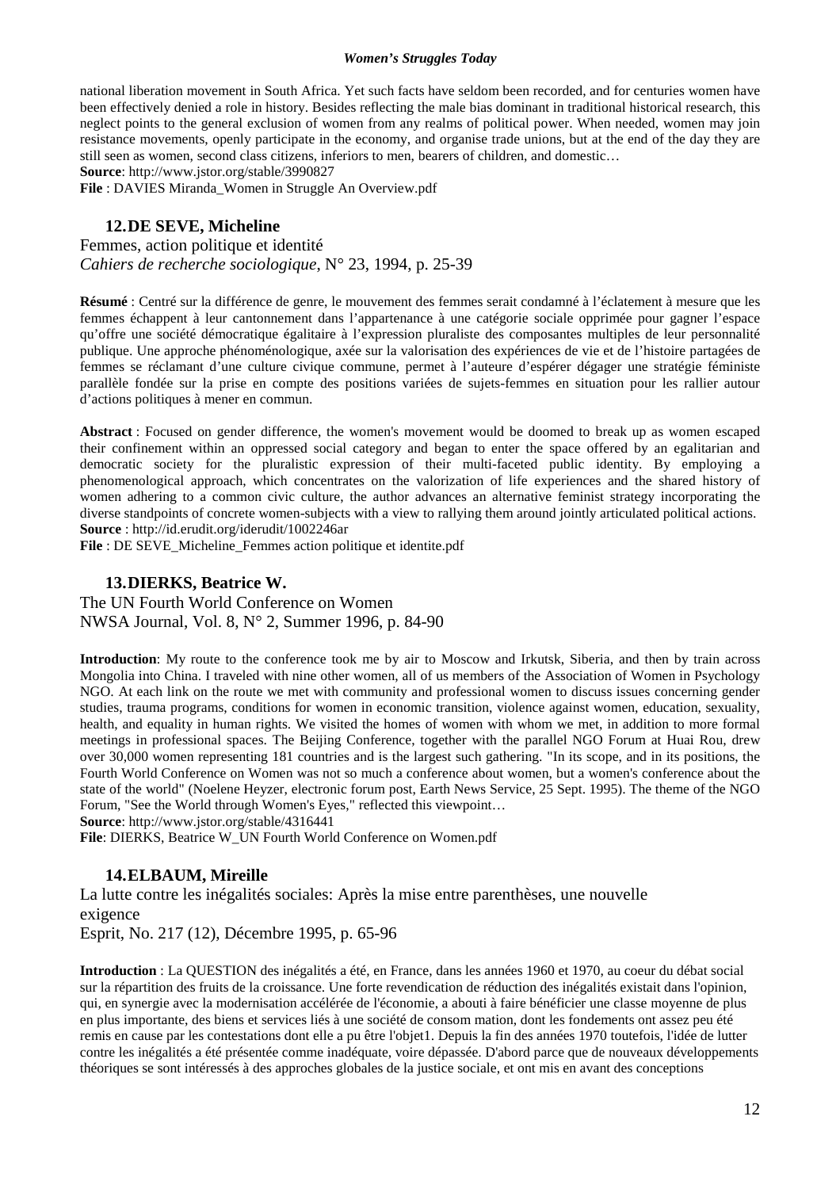national liberation movement in South Africa. Yet such facts have seldom been recorded, and for centuries women have been effectively denied a role in history. Besides reflecting the male bias dominant in traditional historical research, this neglect points to the general exclusion of women from any realms of political power. When needed, women may join resistance movements, openly participate in the economy, and organise trade unions, but at the end of the day they are still seen as women, second class citizens, inferiors to men, bearers of children, and domestic…

**Source**: http://www.jstor.org/stable/3990827

**File** : DAVIES Miranda_Women in Struggle An Overview.pdf

### 12. DE SEVE, Micheline

Femmes, action politique et identité

*Cahiers de recherche sociologique*, N° 23, 1994, p. 25-39

**Résumé** : Centré sur la différence de genre, le mouvement des femmes serait condamné à l'éclatement à mesure que les femmes échappent à leur cantonnement dans l'appartenance à une catégorie sociale opprimée pour gagner l'espace qu'offre une société démocratique égalitaire à l'expression pluraliste des composantes multiples de leur personnalité publique. Une approche phénoménologique, axée sur la valorisation des expériences de vie et de l'histoire partagées de femmes se réclamant d'une culture civique commune, permet à l'auteure d'espérer dégager une stratégie féministe parallèle fondée sur la prise en compte des positions variées de sujets-femmes en situation pour les rallier autour d'actions politiques à mener en commun.

**Abstract** : Focused on gender difference, the women's movement would be doomed to break up as women escaped their confinement within an oppressed social category and began to enter the space offered by an egalitarian and democratic society for the pluralistic expression of their multi-faceted public identity. By employing a phenomenological approach, which concentrates on the valorization of life experiences and the shared history of women adhering to a common civic culture, the author advances an alternative feminist strategy incorporating the diverse standpoints of concrete women-subjects with a view to rallying them around jointly articulated political actions.

**Source** : http://id.erudit.org/iderudit/1002246ar

**File** : DE SEVE_Micheline_Femmes action politique et identite.pdf

### 13. DIERKS, Beatrice W.

The UN Fourth World Conference on Women

NWSA Journal, Vol. 8, N° 2, Summer 1996, p. 84-90

**Introduction**: My route to the conference took me by air to Moscow and Irkutsk, Siberia, and then by train across Mongolia into China. I traveled with nine other women, all of us members of the Association of Women in Psychology NGO. At each link on the route we met with community and professional women to discuss issues concerning gender studies, trauma programs, conditions for women in economic transition, violence against women, education, sexuality, health, and equality in human rights. We visited the homes of women with whom we met, in addition to more formal meetings in professional spaces. The Beijing Conference, together with the parallel NGO Forum at Huai Rou, drew over 30,000 women representing 181 countries and is the largest such gathering. "In its scope, and in its positions, the Fourth World Conference on Women was not so much a conference about women, but a women's conference about the state of the world" (Noelene Heyzer, electronic forum post, Earth News Service, 25 Sept. 1995). The theme of the NGO Forum, "See the World through Women's Eyes," reflected this viewpoint…

**Source**: http://www.jstor.org/stable/4316441

**File**: DIERKS, Beatrice W_UN Fourth World Conference on Women.pdf

### 14. ELBAUM, Mireille

La lutte contre les inégalités sociales: Après la mise entre parenthèses, une nouvelle exigence

Esprit, No. 217 (12), Décembre 1995, p. 65-96

**Introduction** : La QUESTION des inégalités a été, en France, dans les années 1960 et 1970, au coeur du débat social sur la répartition des fruits de la croissance. Une forte revendication de réduction des inégalités existait dans l'opinion, qui, en synergie avec la modernisation accélérée de l'économie, a abouti à faire bénéficier une classe moyenne de plus en plus importante, des biens et services liés à une société de consom mation, dont les fondements ont assez peu été remis en cause par les contestations dont elle a pu être l'objet1. Depuis la fin des années 1970 toutefois, l'idée de lutter contre les inégalités a été présentée comme inadéquate, voire dépassée. D'abord parce que de nouveaux développements théoriques se sont intéressés à des approches globales de la justice sociale, et ont mis en avant des conceptions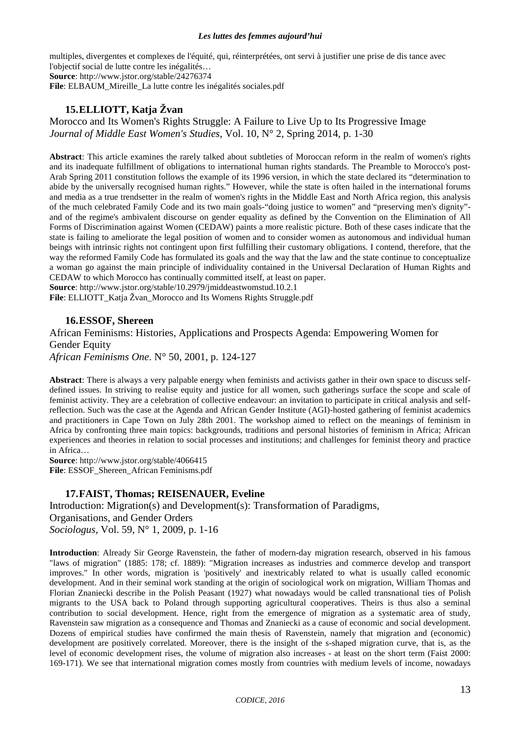multiples, divergentes et complexes de l'équité, qui, réinterprétées, ont servi à justifier une prise de dis tance avec l'objectif social de lutte contre les inégalités…
**Source**: http://www.jstor.org/stable/24276374
**File**: ELBAUM_Mireille_La lutte contre les inégalités sociales.pdf

### 15. ELLIOTT, Katja Žvan

Morocco and Its Women's Rights Struggle: A Failure to Live Up to Its Progressive Image
*Journal of Middle East Women's Studies*, Vol. 10, N° 2, Spring 2014, p. 1-30

**Abstract**: This article examines the rarely talked about subtleties of Moroccan reform in the realm of women's rights and its inadequate fulfillment of obligations to international human rights standards. The Preamble to Morocco's post-Arab Spring 2011 constitution follows the example of its 1996 version, in which the state declared its "determination to abide by the universally recognised human rights." However, while the state is often hailed in the international forums and media as a true trendsetter in the realm of women's rights in the Middle East and North Africa region, this analysis of the much celebrated Family Code and its two main goals-"doing justice to women" and "preserving men's dignity"-and of the regime's ambivalent discourse on gender equality as defined by the Convention on the Elimination of All Forms of Discrimination against Women (CEDAW) paints a more realistic picture. Both of these cases indicate that the state is failing to ameliorate the legal position of women and to consider women as autonomous and individual human beings with intrinsic rights not contingent upon first fulfilling their customary obligations. I contend, therefore, that the way the reformed Family Code has formulated its goals and the way that the law and the state continue to conceptualize a woman go against the main principle of individuality contained in the Universal Declaration of Human Rights and CEDAW to which Morocco has continually committed itself, at least on paper.
**Source**: http://www.jstor.org/stable/10.2979/jmiddeastwomstud.10.2.1
**File**: ELLIOTT_Katja Žvan_Morocco and Its Womens Rights Struggle.pdf

### 16. ESSOF, Shereen

African Feminisms: Histories, Applications and Prospects Agenda: Empowering Women for Gender Equity
*African Feminisms One*. N° 50, 2001, p. 124-127

**Abstract**: There is always a very palpable energy when feminists and activists gather in their own space to discuss self-defined issues. In striving to realise equity and justice for all women, such gatherings surface the scope and scale of feminist activity. They are a celebration of collective endeavour: an invitation to participate in critical analysis and self-reflection. Such was the case at the Agenda and African Gender Institute (AGI)-hosted gathering of feminist academics and practitioners in Cape Town on July 28th 2001. The workshop aimed to reflect on the meanings of feminism in Africa by confronting three main topics: backgrounds, traditions and personal histories of feminism in Africa; African experiences and theories in relation to social processes and institutions; and challenges for feminist theory and practice in Africa…
**Source**: http://www.jstor.org/stable/4066415
**File**: ESSOF_Shereen_African Feminisms.pdf

### 17. FAIST, Thomas; REISENAUER, Eveline

Introduction: Migration(s) and Development(s): Transformation of Paradigms, Organisations, and Gender Orders
*Sociologus*, Vol. 59, N° 1, 2009, p. 1-16

**Introduction**: Already Sir George Ravenstein, the father of modern-day migration research, observed in his famous "laws of migration" (1885: 178; cf. 1889): "Migration increases as industries and commerce develop and transport improves." In other words, migration is 'positively' and inextricably related to what is usually called economic development. And in their seminal work standing at the origin of sociological work on migration, William Thomas and Florian Znaniecki describe in the Polish Peasant (1927) what nowadays would be called transnational ties of Polish migrants to the USA back to Poland through supporting agricultural cooperatives. Theirs is thus also a seminal contribution to social development. Hence, right from the emergence of migration as a systematic area of study, Ravenstein saw migration as a consequence and Thomas and Znaniecki as a cause of economic and social development. Dozens of empirical studies have confirmed the main thesis of Ravenstein, namely that migration and (economic) development are positively correlated. Moreover, there is the insight of the s-shaped migration curve, that is, as the level of economic development rises, the volume of migration also increases - at least on the short term (Faist 2000: 169-171). We see that international migration comes mostly from countries with medium levels of income, nowadays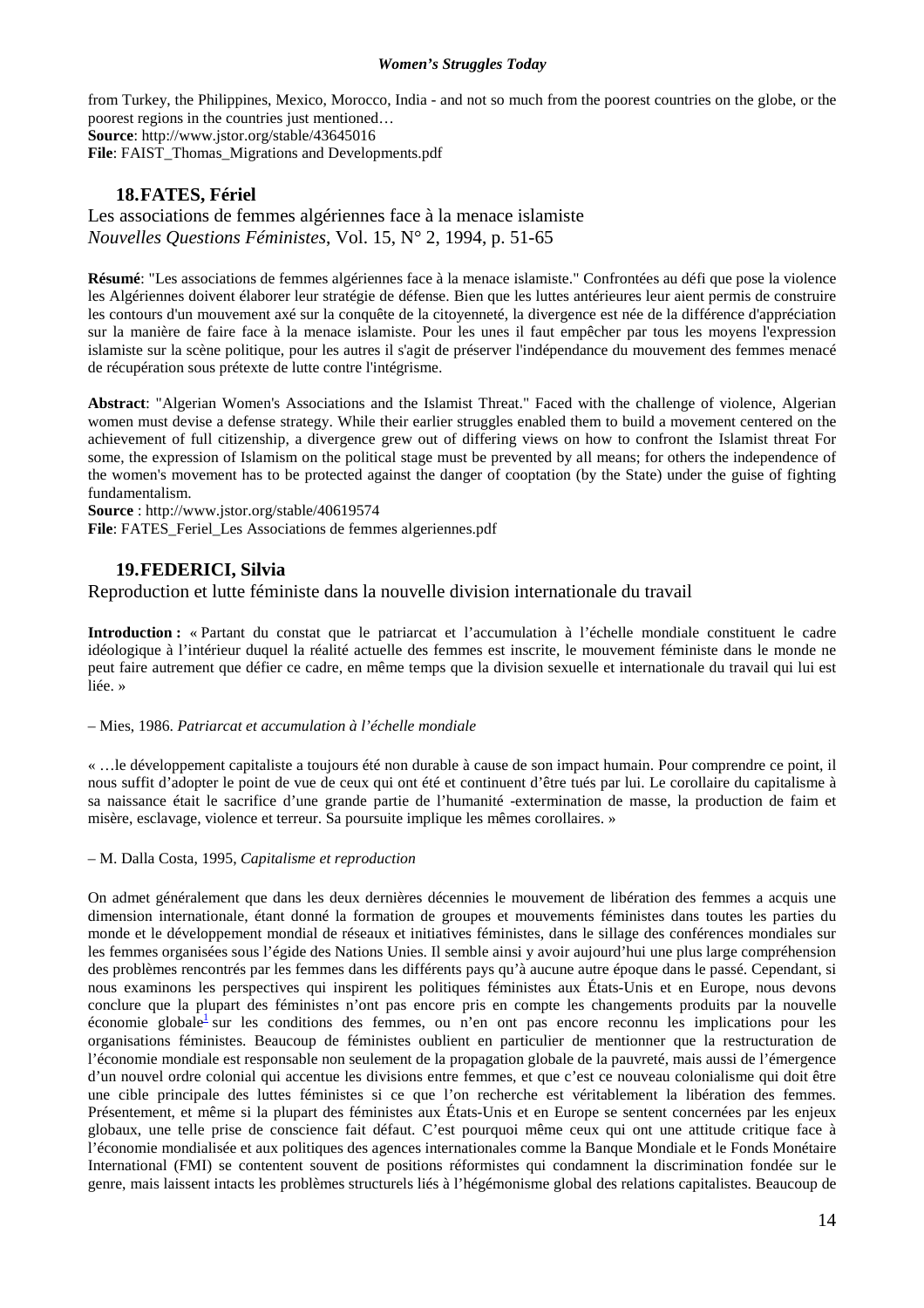from Turkey, the Philippines, Mexico, Morocco, India - and not so much from the poorest countries on the globe, or the poorest regions in the countries just mentioned…
**Source**: http://www.jstor.org/stable/43645016
**File**: FAIST_Thomas_Migrations and Developments.pdf

## 18. FATES, Fériel

Les associations de femmes algériennes face à la menace islamiste
*Nouvelles Questions Féministes*, Vol. 15, N° 2, 1994, p. 51-65

**Résumé**: "Les associations de femmes algériennes face à la menace islamiste." Confrontées au défi que pose la violence les Algériennes doivent élaborer leur stratégie de défense. Bien que les luttes antérieures leur aient permis de construire les contours d'un mouvement axé sur la conquête de la citoyenneté, la divergence est née de la différence d'appréciation sur la manière de faire face à la menace islamiste. Pour les unes il faut empêcher par tous les moyens l'expression islamiste sur la scène politique, pour les autres il s'agit de préserver l'indépendance du mouvement des femmes menacé de récupération sous prétexte de lutte contre l'intégrisme.

**Abstract**: "Algerian Women's Associations and the Islamist Threat." Faced with the challenge of violence, Algerian women must devise a defense strategy. While their earlier struggles enabled them to build a movement centered on the achievement of full citizenship, a divergence grew out of differing views on how to confront the Islamist threat For some, the expression of Islamism on the political stage must be prevented by all means; for others the independence of the women's movement has to be protected against the danger of cooptation (by the State) under the guise of fighting fundamentalism.
**Source** : http://www.jstor.org/stable/40619574
**File**: FATES_Feriel_Les Associations de femmes algeriennes.pdf

## 19. FEDERICI, Silvia

Reproduction et lutte féministe dans la nouvelle division internationale du travail

**Introduction :** « Partant du constat que le patriarcat et l'accumulation à l'échelle mondiale constituent le cadre idéologique à l'intérieur duquel la réalité actuelle des femmes est inscrite, le mouvement féministe dans le monde ne peut faire autrement que défier ce cadre, en même temps que la division sexuelle et internationale du travail qui lui est liée. »

– Mies, 1986. *Patriarcat et accumulation à l'échelle mondiale*

« …le développement capitaliste a toujours été non durable à cause de son impact humain. Pour comprendre ce point, il nous suffit d'adopter le point de vue de ceux qui ont été et continuent d'être tués par lui. Le corollaire du capitalisme à sa naissance était le sacrifice d'une grande partie de l'humanité -extermination de masse, la production de faim et misère, esclavage, violence et terreur. Sa poursuite implique les mêmes corollaires. »

– M. Dalla Costa, 1995, *Capitalisme et reproduction*

On admet généralement que dans les deux dernières décennies le mouvement de libération des femmes a acquis une dimension internationale, étant donné la formation de groupes et mouvements féministes dans toutes les parties du monde et le développement mondial de réseaux et initiatives féministes, dans le sillage des conférences mondiales sur les femmes organisées sous l'égide des Nations Unies. Il semble ainsi y avoir aujourd'hui une plus large compréhension des problèmes rencontrés par les femmes dans les différents pays qu'à aucune autre époque dans le passé. Cependant, si nous examinons les perspectives qui inspirent les politiques féministes aux États-Unis et en Europe, nous devons conclure que la plupart des féministes n'ont pas encore pris en compte les changements produits par la nouvelle économie globale[1] sur les conditions des femmes, ou n'en ont pas encore reconnu les implications pour les organisations féministes. Beaucoup de féministes oublient en particulier de mentionner que la restructuration de l'économie mondiale est responsable non seulement de la propagation globale de la pauvreté, mais aussi de l'émergence d'un nouvel ordre colonial qui accentue les divisions entre femmes, et que c'est ce nouveau colonialisme qui doit être une cible principale des luttes féministes si ce que l'on recherche est véritablement la libération des femmes. Présentement, et même si la plupart des féministes aux États-Unis et en Europe se sentent concernées par les enjeux globaux, une telle prise de conscience fait défaut. C'est pourquoi même ceux qui ont une attitude critique face à l'économie mondialisée et aux politiques des agences internationales comme la Banque Mondiale et le Fonds Monétaire International (FMI) se contentent souvent de positions réformistes qui condamnent la discrimination fondée sur le genre, mais laissent intacts les problèmes structurels liés à l'hégémonisme global des relations capitalistes. Beaucoup de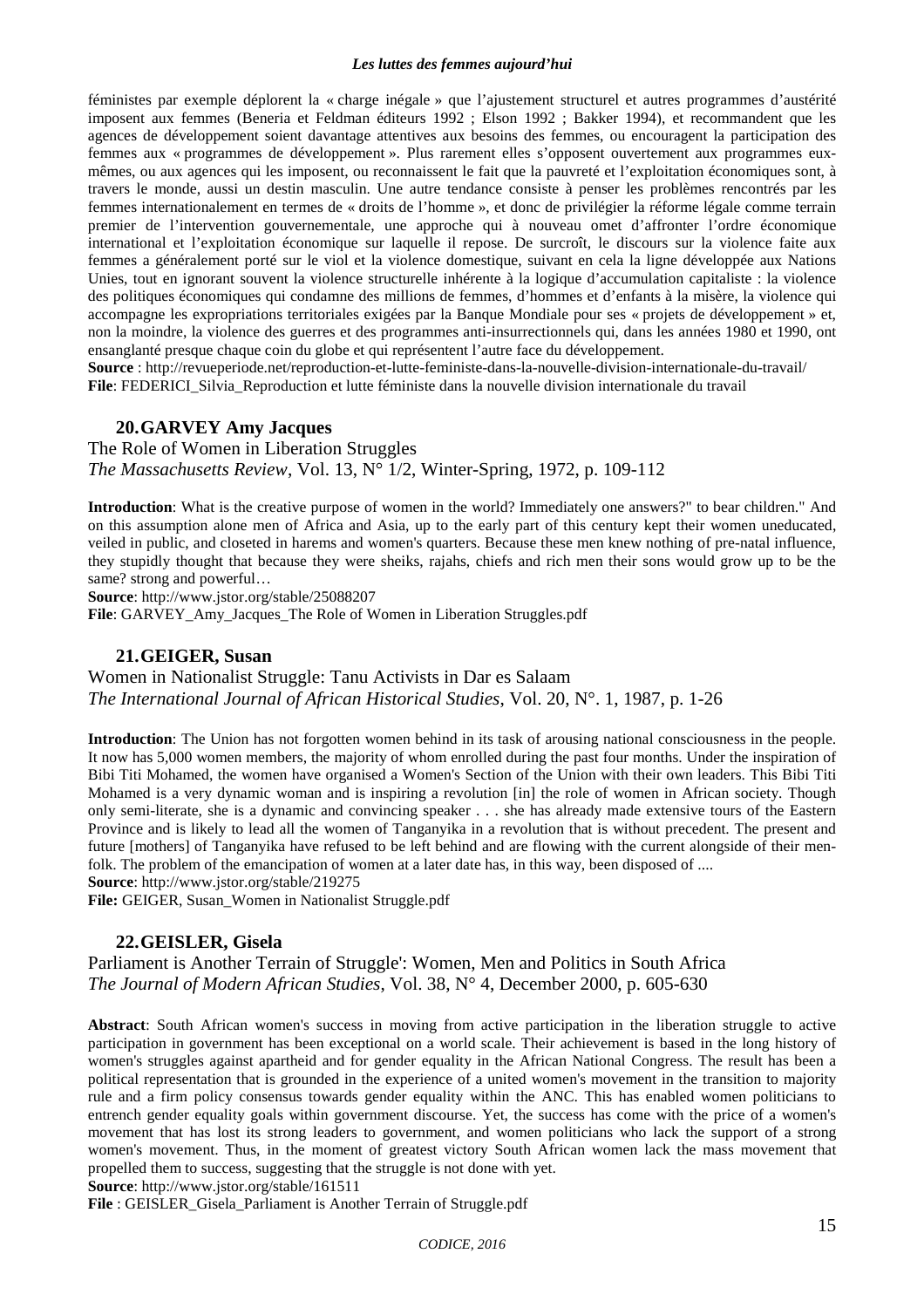féministes par exemple déplorent la « charge inégale » que l'ajustement structurel et autres programmes d'austérité imposent aux femmes (Beneria et Feldman éditeurs 1992 ; Elson 1992 ; Bakker 1994), et recommandent que les agences de développement soient davantage attentives aux besoins des femmes, ou encouragent la participation des femmes aux « programmes de développement ». Plus rarement elles s'opposent ouvertement aux programmes eux-mêmes, ou aux agences qui les imposent, ou reconnaissent le fait que la pauvreté et l'exploitation économiques sont, à travers le monde, aussi un destin masculin. Une autre tendance consiste à penser les problèmes rencontrés par les femmes internationalement en termes de « droits de l'homme », et donc de privilégier la réforme légale comme terrain premier de l'intervention gouvernementale, une approche qui à nouveau omet d'affronter l'ordre économique international et l'exploitation économique sur laquelle il repose. De surcroît, le discours sur la violence faite aux femmes a généralement porté sur le viol et la violence domestique, suivant en cela la ligne développée aux Nations Unies, tout en ignorant souvent la violence structurelle inhérente à la logique d'accumulation capitaliste : la violence des politiques économiques qui condamne des millions de femmes, d'hommes et d'enfants à la misère, la violence qui accompagne les expropriations territoriales exigées par la Banque Mondiale pour ses « projets de développement » et, non la moindre, la violence des guerres et des programmes anti-insurrectionnels qui, dans les années 1980 et 1990, ont ensanglanté presque chaque coin du globe et qui représentent l'autre face du développement.

**Source** : http://revueperiode.net/reproduction-et-lutte-feministe-dans-la-nouvelle-division-internationale-du-travail/
**File**: FEDERICI_Silvia_Reproduction et lutte féministe dans la nouvelle division internationale du travail

## 20. GARVEY Amy Jacques

The Role of Women in Liberation Struggles
*The Massachusetts Review*, Vol. 13, N° 1/2, Winter-Spring, 1972, p. 109-112

**Introduction**: What is the creative purpose of women in the world? Immediately one answers?" to bear children." And on this assumption alone men of Africa and Asia, up to the early part of this century kept their women uneducated, veiled in public, and closeted in harems and women's quarters. Because these men knew nothing of pre-natal influence, they stupidly thought that because they were sheiks, rajahs, chiefs and rich men their sons would grow up to be the same? strong and powerful…

**Source**: http://www.jstor.org/stable/25088207
**File**: GARVEY_Amy_Jacques_The Role of Women in Liberation Struggles.pdf

## 21. GEIGER, Susan

Women in Nationalist Struggle: Tanu Activists in Dar es Salaam
*The International Journal of African Historical Studies*, Vol. 20, N°. 1, 1987, p. 1-26

**Introduction**: The Union has not forgotten women behind in its task of arousing national consciousness in the people. It now has 5,000 women members, the majority of whom enrolled during the past four months. Under the inspiration of Bibi Titi Mohamed, the women have organised a Women's Section of the Union with their own leaders. This Bibi Titi Mohamed is a very dynamic woman and is inspiring a revolution [in] the role of women in African society. Though only semi-literate, she is a dynamic and convincing speaker . . . she has already made extensive tours of the Eastern Province and is likely to lead all the women of Tanganyika in a revolution that is without precedent. The present and future [mothers] of Tanganyika have refused to be left behind and are flowing with the current alongside of their men-folk. The problem of the emancipation of women at a later date has, in this way, been disposed of ....

**Source**: http://www.jstor.org/stable/219275
**File:** GEIGER, Susan_Women in Nationalist Struggle.pdf

## 22. GEISLER, Gisela

Parliament is Another Terrain of Struggle': Women, Men and Politics in South Africa
*The Journal of Modern African Studies*, Vol. 38, N° 4, December 2000, p. 605-630

**Abstract**: South African women's success in moving from active participation in the liberation struggle to active participation in government has been exceptional on a world scale. Their achievement is based in the long history of women's struggles against apartheid and for gender equality in the African National Congress. The result has been a political representation that is grounded in the experience of a united women's movement in the transition to majority rule and a firm policy consensus towards gender equality within the ANC. This has enabled women politicians to entrench gender equality goals within government discourse. Yet, the success has come with the price of a women's movement that has lost its strong leaders to government, and women politicians who lack the support of a strong women's movement. Thus, in the moment of greatest victory South African women lack the mass movement that propelled them to success, suggesting that the struggle is not done with yet.

**Source**: http://www.jstor.org/stable/161511
**File** : GEISLER_Gisela_Parliament is Another Terrain of Struggle.pdf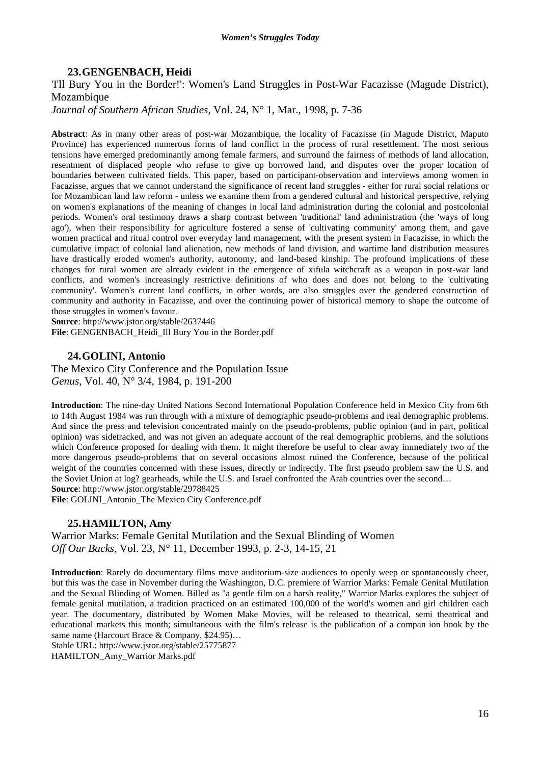### 23. GENGENBACH, Heidi

'I'll Bury You in the Border!': Women's Land Struggles in Post-War Facazisse (Magude District), Mozambique
*Journal of Southern African Studies*, Vol. 24, N° 1, Mar., 1998, p. 7-36

**Abstract**: As in many other areas of post-war Mozambique, the locality of Facazisse (in Magude District, Maputo Province) has experienced numerous forms of land conflict in the process of rural resettlement. The most serious tensions have emerged predominantly among female farmers, and surround the fairness of methods of land allocation, resentment of displaced people who refuse to give up borrowed land, and disputes over the proper location of boundaries between cultivated fields. This paper, based on participant-observation and interviews among women in Facazisse, argues that we cannot understand the significance of recent land struggles - either for rural social relations or for Mozambican land law reform - unless we examine them from a gendered cultural and historical perspective, relying on women's explanations of the meaning of changes in local land administration during the colonial and postcolonial periods. Women's oral testimony draws a sharp contrast between 'traditional' land administration (the 'ways of long ago'), when their responsibility for agriculture fostered a sense of 'cultivating community' among them, and gave women practical and ritual control over everyday land management, with the present system in Facazisse, in which the cumulative impact of colonial land alienation, new methods of land division, and wartime land distribution measures have drastically eroded women's authority, autonomy, and land-based kinship. The profound implications of these changes for rural women are already evident in the emergence of xifula witchcraft as a weapon in post-war land conflicts, and women's increasingly restrictive definitions of who does and does not belong to the 'cultivating community'. Women's current land conflicts, in other words, are also struggles over the gendered construction of community and authority in Facazisse, and over the continuing power of historical memory to shape the outcome of those struggles in women's favour.
**Source**: http://www.jstor.org/stable/2637446
**File**: GENGENBACH_Heidi_Ill Bury You in the Border.pdf

### 24. GOLINI, Antonio

The Mexico City Conference and the Population Issue
*Genus*, Vol. 40, N° 3/4, 1984, p. 191-200

**Introduction**: The nine-day United Nations Second International Population Conference held in Mexico City from 6th to 14th August 1984 was run through with a mixture of demographic pseudo-problems and real demographic problems. And since the press and television concentrated mainly on the pseudo-problems, public opinion (and in part, political opinion) was sidetracked, and was not given an adequate account of the real demographic problems, and the solutions which Conference proposed for dealing with them. It might therefore be useful to clear away immediately two of the more dangerous pseudo-problems that on several occasions almost ruined the Conference, because of the political weight of the countries concerned with these issues, directly or indirectly. The first pseudo problem saw the U.S. and the Soviet Union at log? gearheads, while the U.S. and Israel confronted the Arab countries over the second…
**Source**: http://www.jstor.org/stable/29788425
**File**: GOLINI_Antonio_The Mexico City Conference.pdf

### 25. HAMILTON, Amy

Warrior Marks: Female Genital Mutilation and the Sexual Blinding of Women
*Off Our Backs*, Vol. 23, N° 11, December 1993, p. 2-3, 14-15, 21

**Introduction**: Rarely do documentary films move auditorium-size audiences to openly weep or spontaneously cheer, but this was the case in November during the Washington, D.C. premiere of Warrior Marks: Female Genital Mutilation and the Sexual Blinding of Women. Billed as "a gentle film on a harsh reality," Warrior Marks explores the subject of female genital mutilation, a tradition practiced on an estimated 100,000 of the world's women and girl children each year. The documentary, distributed by Women Make Movies, will be released to theatrical, semi theatrical and educational markets this month; simultaneous with the film's release is the publication of a compan ion book by the same name (Harcourt Brace & Company, $24.95)…
Stable URL: http://www.jstor.org/stable/25775877
HAMILTON_Amy_Warrior Marks.pdf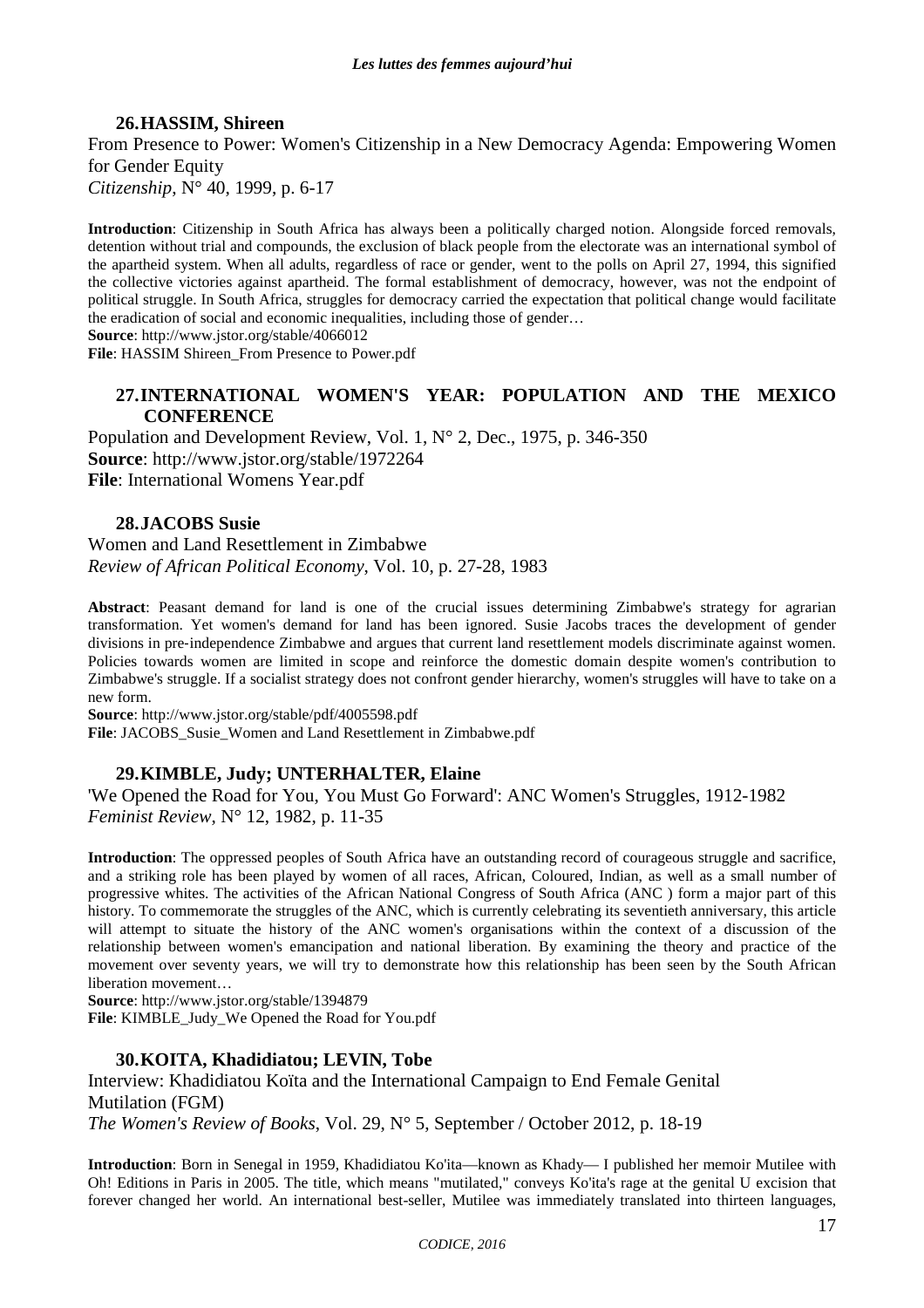### 26. HASSIM, Shireen

From Presence to Power: Women's Citizenship in a New Democracy Agenda: Empowering Women for Gender Equity
*Citizenship*, N° 40, 1999, p. 6-17

**Introduction**: Citizenship in South Africa has always been a politically charged notion. Alongside forced removals, detention without trial and compounds, the exclusion of black people from the electorate was an international symbol of the apartheid system. When all adults, regardless of race or gender, went to the polls on April 27, 1994, this signified the collective victories against apartheid. The formal establishment of democracy, however, was not the endpoint of political struggle. In South Africa, struggles for democracy carried the expectation that political change would facilitate the eradication of social and economic inequalities, including those of gender…
**Source**: http://www.jstor.org/stable/4066012
**File**: HASSIM Shireen_From Presence to Power.pdf

### 27. INTERNATIONAL WOMEN'S YEAR: POPULATION AND THE MEXICO CONFERENCE

Population and Development Review, Vol. 1, N° 2, Dec., 1975, p. 346-350
**Source**: http://www.jstor.org/stable/1972264
**File**: International Womens Year.pdf

### 28. JACOBS Susie

Women and Land Resettlement in Zimbabwe
*Review of African Political Economy*, Vol. 10, p. 27-28, 1983

**Abstract**: Peasant demand for land is one of the crucial issues determining Zimbabwe's strategy for agrarian transformation. Yet women's demand for land has been ignored. Susie Jacobs traces the development of gender divisions in pre-independence Zimbabwe and argues that current land resettlement models discriminate against women. Policies towards women are limited in scope and reinforce the domestic domain despite women's contribution to Zimbabwe's struggle. If a socialist strategy does not confront gender hierarchy, women's struggles will have to take on a new form.
**Source**: http://www.jstor.org/stable/pdf/4005598.pdf
**File**: JACOBS_Susie_Women and Land Resettlement in Zimbabwe.pdf

### 29. KIMBLE, Judy; UNTERHALTER, Elaine

'We Opened the Road for You, You Must Go Forward': ANC Women's Struggles, 1912-1982
*Feminist Review*, N° 12, 1982, p. 11-35

**Introduction**: The oppressed peoples of South Africa have an outstanding record of courageous struggle and sacrifice, and a striking role has been played by women of all races, African, Coloured, Indian, as well as a small number of progressive whites. The activities of the African National Congress of South Africa (ANC ) form a major part of this history. To commemorate the struggles of the ANC, which is currently celebrating its seventieth anniversary, this article will attempt to situate the history of the ANC women's organisations within the context of a discussion of the relationship between women's emancipation and national liberation. By examining the theory and practice of the movement over seventy years, we will try to demonstrate how this relationship has been seen by the South African liberation movement…
**Source**: http://www.jstor.org/stable/1394879
**File**: KIMBLE_Judy_We Opened the Road for You.pdf

### 30. KOITA, Khadidiatou; LEVIN, Tobe

Interview: Khadidiatou Koïta and the International Campaign to End Female Genital Mutilation (FGM)
*The Women's Review of Books*, Vol. 29, N° 5, September / October 2012, p. 18-19

**Introduction**: Born in Senegal in 1959, Khadidiatou Ko'ita—known as Khady— I published her memoir Mutilee with Oh! Editions in Paris in 2005. The title, which means "mutilated," conveys Ko'ita's rage at the genital U excision that forever changed her world. An international best-seller, Mutilee was immediately translated into thirteen languages,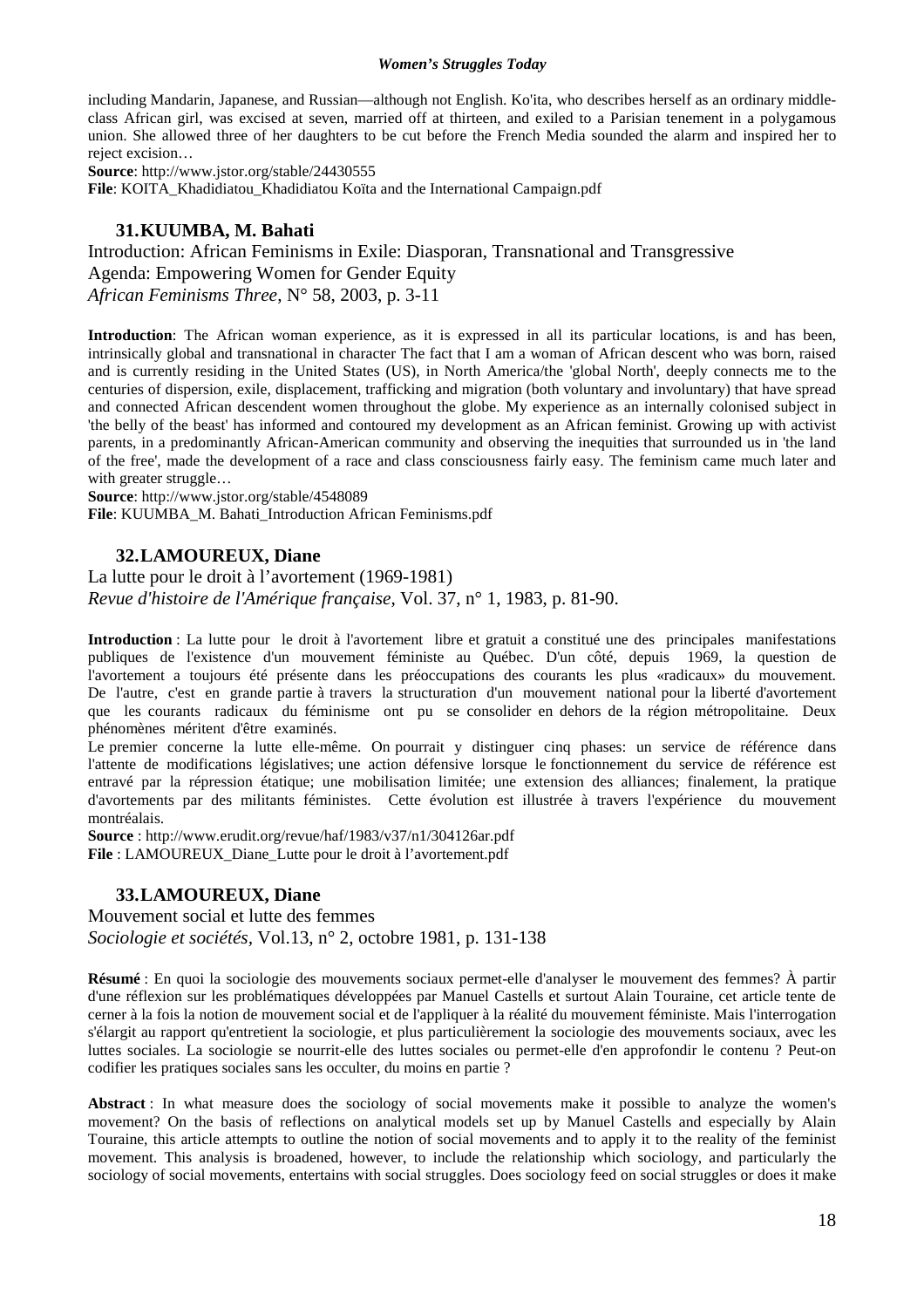including Mandarin, Japanese, and Russian—although not English. Ko'ita, who describes herself as an ordinary middle-class African girl, was excised at seven, married off at thirteen, and exiled to a Parisian tenement in a polygamous union. She allowed three of her daughters to be cut before the French Media sounded the alarm and inspired her to reject excision…

**Source**: http://www.jstor.org/stable/24430555

**File**: KOITA_Khadidiatou_Khadidiatou Koïta and the International Campaign.pdf

### 31. KUUMBA, M. Bahati

Introduction: African Feminisms in Exile: Diasporan, Transnational and Transgressive
Agenda: Empowering Women for Gender Equity
*African Feminisms Three*, N° 58, 2003, p. 3-11

**Introduction**: The African woman experience, as it is expressed in all its particular locations, is and has been, intrinsically global and transnational in character The fact that I am a woman of African descent who was born, raised and is currently residing in the United States (US), in North America/the 'global North', deeply connects me to the centuries of dispersion, exile, displacement, trafficking and migration (both voluntary and involuntary) that have spread and connected African descendent women throughout the globe. My experience as an internally colonised subject in 'the belly of the beast' has informed and contoured my development as an African feminist. Growing up with activist parents, in a predominantly African-American community and observing the inequities that surrounded us in 'the land of the free', made the development of a race and class consciousness fairly easy. The feminism came much later and with greater struggle…

**Source**: http://www.jstor.org/stable/4548089

**File**: KUUMBA_M. Bahati_Introduction African Feminisms.pdf

### 32. LAMOUREUX, Diane

La lutte pour le droit à l'avortement (1969-1981)
*Revue d'histoire de l'Amérique française*, Vol. 37, n° 1, 1983, p. 81-90.

**Introduction** : La lutte pour le droit à l'avortement libre et gratuit a constitué une des principales manifestations publiques de l'existence d'un mouvement féministe au Québec. D'un côté, depuis 1969, la question de l'avortement a toujours été présente dans les préoccupations des courants les plus «radicaux» du mouvement. De l'autre, c'est en grande partie à travers la structuration d'un mouvement national pour la liberté d'avortement que les courants radicaux du féminisme ont pu se consolider en dehors de la région métropolitaine. Deux phénomènes méritent d'être examinés.

Le premier concerne la lutte elle-même. On pourrait y distinguer cinq phases: un service de référence dans l'attente de modifications législatives; une action défensive lorsque le fonctionnement du service de référence est entravé par la répression étatique; une mobilisation limitée; une extension des alliances; finalement, la pratique d'avortements par des militants féministes. Cette évolution est illustrée à travers l'expérience du mouvement montréalais.

**Source** : http://www.erudit.org/revue/haf/1983/v37/n1/304126ar.pdf

**File** : LAMOUREUX_Diane_Lutte pour le droit à l'avortement.pdf

### 33. LAMOUREUX, Diane

Mouvement social et lutte des femmes
*Sociologie et sociétés*, Vol.13, n° 2, octobre 1981, p. 131-138

**Résumé** : En quoi la sociologie des mouvements sociaux permet-elle d'analyser le mouvement des femmes? À partir d'une réflexion sur les problématiques développées par Manuel Castells et surtout Alain Touraine, cet article tente de cerner à la fois la notion de mouvement social et de l'appliquer à la réalité du mouvement féministe. Mais l'interrogation s'élargit au rapport qu'entretient la sociologie, et plus particulièrement la sociologie des mouvements sociaux, avec les luttes sociales. La sociologie se nourrit-elle des luttes sociales ou permet-elle d'en approfondir le contenu ? Peut-on codifier les pratiques sociales sans les occulter, du moins en partie ?

**Abstract** : In what measure does the sociology of social movements make it possible to analyze the women's movement? On the basis of reflections on analytical models set up by Manuel Castells and especially by Alain Touraine, this article attempts to outline the notion of social movements and to apply it to the reality of the feminist movement. This analysis is broadened, however, to include the relationship which sociology, and particularly the sociology of social movements, entertains with social struggles. Does sociology feed on social struggles or does it make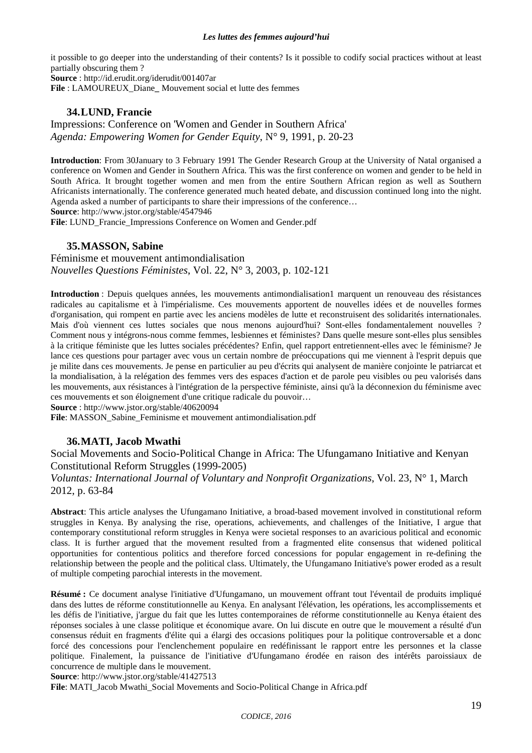it possible to go deeper into the understanding of their contents? Is it possible to codify social practices without at least partially obscuring them ?

**Source** : http://id.erudit.org/iderudit/001407ar

**File** : LAMOUREUX_Diane_ Mouvement social et lutte des femmes

### 34. LUND, Francie

Impressions: Conference on 'Women and Gender in Southern Africa'
*Agenda: Empowering Women for Gender Equity*, N° 9, 1991, p. 20-23

**Introduction**: From 30January to 3 February 1991 The Gender Research Group at the University of Natal organised a conference on Women and Gender in Southern Africa. This was the first conference on women and gender to be held in South Africa. It brought together women and men from the entire Southern African region as well as Southern Africanists internationally. The conference generated much heated debate, and discussion continued long into the night. Agenda asked a number of participants to share their impressions of the conference…

**Source**: http://www.jstor.org/stable/4547946

**File**: LUND_Francie_Impressions Conference on Women and Gender.pdf

### 35. MASSON, Sabine

Féminisme et mouvement antimondialisation
*Nouvelles Questions Féministes*, Vol. 22, N° 3, 2003, p. 102-121

**Introduction** : Depuis quelques années, les mouvements antimondialisation1 marquent un renouveau des résistances radicales au capitalisme et à l'impérialisme. Ces mouvements apportent de nouvelles idées et de nouvelles formes d'organisation, qui rompent en partie avec les anciens modèles de lutte et reconstruisent des solidarités internationales. Mais d'où viennent ces luttes sociales que nous menons aujourd'hui? Sont-elles fondamentalement nouvelles ? Comment nous y intégrons-nous comme femmes, lesbiennes et féministes? Dans quelle mesure sont-elles plus sensibles à la critique féministe que les luttes sociales précédentes? Enfin, quel rapport entretiennent-elles avec le féminisme? Je lance ces questions pour partager avec vous un certain nombre de préoccupations qui me viennent à l'esprit depuis que je milite dans ces mouvements. Je pense en particulier au peu d'écrits qui analysent de manière conjointe le patriarcat et la mondialisation, à la relégation des femmes vers des espaces d'action et de parole peu visibles ou peu valorisés dans les mouvements, aux résistances à l'intégration de la perspective féministe, ainsi qu'à la déconnexion du féminisme avec ces mouvements et son éloignement d'une critique radicale du pouvoir…

**Source** : http://www.jstor.org/stable/40620094

**File**: MASSON_Sabine_Feminisme et mouvement antimondialisation.pdf

### 36. MATI, Jacob Mwathi

Social Movements and Socio-Political Change in Africa: The Ufungamano Initiative and Kenyan Constitutional Reform Struggles (1999-2005)
*Voluntas: International Journal of Voluntary and Nonprofit Organizations*, Vol. 23, N° 1, March 2012, p. 63-84

**Abstract**: This article analyses the Ufungamano Initiative, a broad-based movement involved in constitutional reform struggles in Kenya. By analysing the rise, operations, achievements, and challenges of the Initiative, I argue that contemporary constitutional reform struggles in Kenya were societal responses to an avaricious political and economic class. It is further argued that the movement resulted from a fragmented elite consensus that widened political opportunities for contentious politics and therefore forced concessions for popular engagement in re-defining the relationship between the people and the political class. Ultimately, the Ufungamano Initiative's power eroded as a result of multiple competing parochial interests in the movement.

**Résumé :** Ce document analyse l'initiative d'Ufungamano, un mouvement offrant tout l'éventail de produits impliqué dans des luttes de réforme constitutionnelle au Kenya. En analysant l'élévation, les opérations, les accomplissements et les défis de l'initiative, j'argue du fait que les luttes contemporaines de réforme constitutionnelle au Kenya étaient des réponses sociales à une classe politique et économique avare. On lui discute en outre que le mouvement a résulté d'un consensus réduit en fragments d'élite qui a élargi des occasions politiques pour la politique controversable et a donc forcé des concessions pour l'enclenchement populaire en redéfinissant le rapport entre les personnes et la classe politique. Finalement, la puissance de l'initiative d'Ufungamano érodée en raison des intérêts paroissiaux de concurrence de multiple dans le mouvement.

**Source**: http://www.jstor.org/stable/41427513

**File**: MATI_Jacob Mwathi_Social Movements and Socio-Political Change in Africa.pdf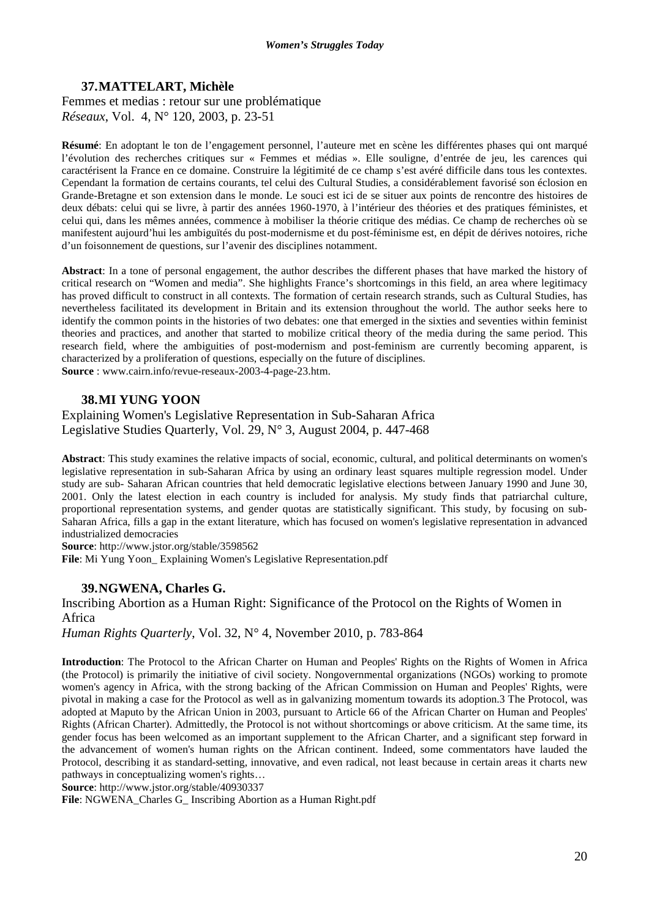### 37. MATTELART, Michèle

Femmes et medias : retour sur une problématique
*Réseaux*, Vol. 4, N° 120, 2003, p. 23-51

**Résumé**: En adoptant le ton de l'engagement personnel, l'auteure met en scène les différentes phases qui ont marqué l'évolution des recherches critiques sur « Femmes et médias ». Elle souligne, d'entrée de jeu, les carences qui caractérisent la France en ce domaine. Construire la légitimité de ce champ s'est avéré difficile dans tous les contextes. Cependant la formation de certains courants, tel celui des Cultural Studies, a considérablement favorisé son éclosion en Grande-Bretagne et son extension dans le monde. Le souci est ici de se situer aux points de rencontre des histoires de deux débats: celui qui se livre, à partir des années 1960-1970, à l'intérieur des théories et des pratiques féministes, et celui qui, dans les mêmes années, commence à mobiliser la théorie critique des médias. Ce champ de recherches où se manifestent aujourd'hui les ambiguïtés du post-modernisme et du post-féminisme est, en dépit de dérives notoires, riche d'un foisonnement de questions, sur l'avenir des disciplines notamment.

**Abstract**: In a tone of personal engagement, the author describes the different phases that have marked the history of critical research on "Women and media". She highlights France's shortcomings in this field, an area where legitimacy has proved difficult to construct in all contexts. The formation of certain research strands, such as Cultural Studies, has nevertheless facilitated its development in Britain and its extension throughout the world. The author seeks here to identify the common points in the histories of two debates: one that emerged in the sixties and seventies within feminist theories and practices, and another that started to mobilize critical theory of the media during the same period. This research field, where the ambiguities of post-modernism and post-feminism are currently becoming apparent, is characterized by a proliferation of questions, especially on the future of disciplines.
**Source** : www.cairn.info/revue-reseaux-2003-4-page-23.htm.

### 38. MI YUNG YOON

Explaining Women's Legislative Representation in Sub-Saharan Africa
Legislative Studies Quarterly, Vol. 29, N° 3, August 2004, p. 447-468

**Abstract**: This study examines the relative impacts of social, economic, cultural, and political determinants on women's legislative representation in sub-Saharan Africa by using an ordinary least squares multiple regression model. Under study are sub- Saharan African countries that held democratic legislative elections between January 1990 and June 30, 2001. Only the latest election in each country is included for analysis. My study finds that patriarchal culture, proportional representation systems, and gender quotas are statistically significant. This study, by focusing on sub-Saharan Africa, fills a gap in the extant literature, which has focused on women's legislative representation in advanced industrialized democracies
**Source**: http://www.jstor.org/stable/3598562
**File**: Mi Yung Yoon_ Explaining Women's Legislative Representation.pdf

### 39. NGWENA, Charles G.

Inscribing Abortion as a Human Right: Significance of the Protocol on the Rights of Women in Africa
*Human Rights Quarterly*, Vol. 32, N° 4, November 2010, p. 783-864

**Introduction**: The Protocol to the African Charter on Human and Peoples' Rights on the Rights of Women in Africa (the Protocol) is primarily the initiative of civil society. Nongovernmental organizations (NGOs) working to promote women's agency in Africa, with the strong backing of the African Commission on Human and Peoples' Rights, were pivotal in making a case for the Protocol as well as in galvanizing momentum towards its adoption.3 The Protocol, was adopted at Maputo by the African Union in 2003, pursuant to Article 66 of the African Charter on Human and Peoples' Rights (African Charter). Admittedly, the Protocol is not without shortcomings or above criticism. At the same time, its gender focus has been welcomed as an important supplement to the African Charter, and a significant step forward in the advancement of women's human rights on the African continent. Indeed, some commentators have lauded the Protocol, describing it as standard-setting, innovative, and even radical, not least because in certain areas it charts new pathways in conceptualizing women's rights…
**Source**: http://www.jstor.org/stable/40930337
**File**: NGWENA_Charles G_ Inscribing Abortion as a Human Right.pdf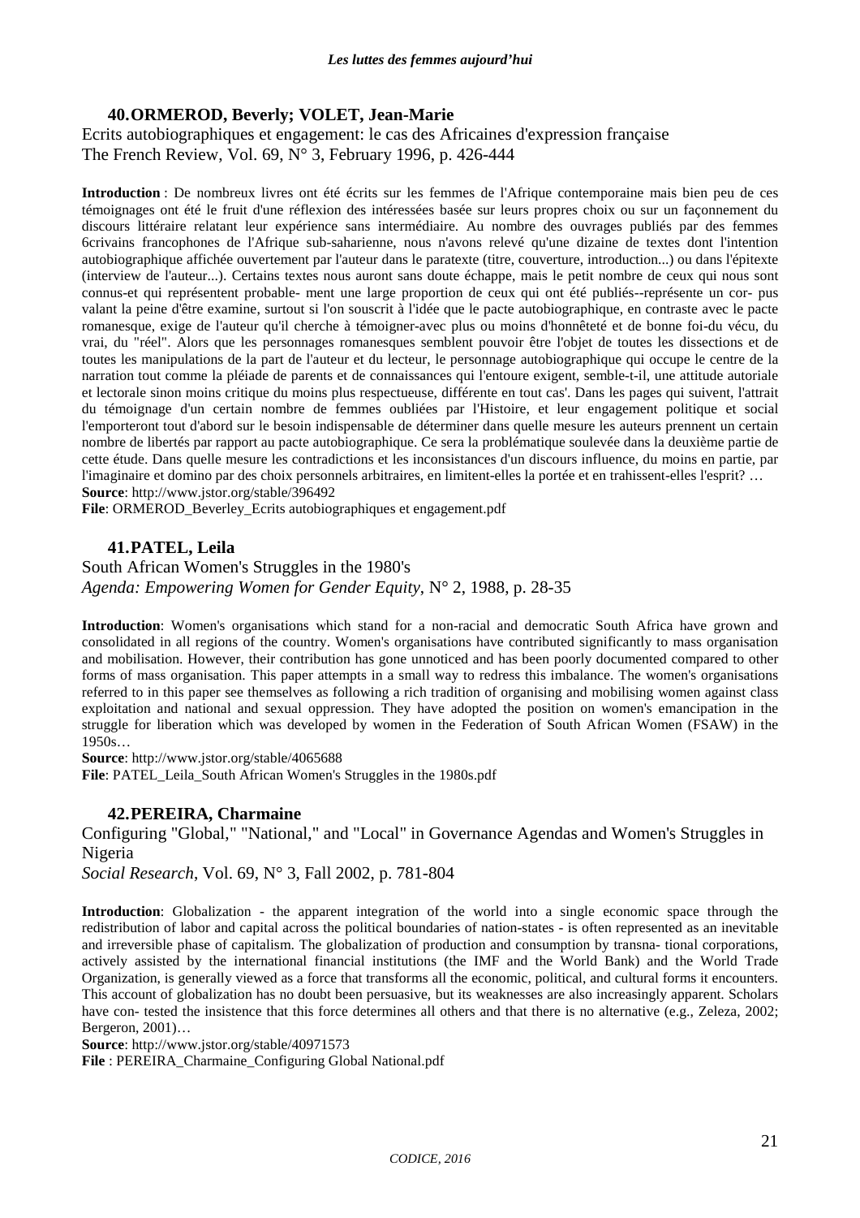### 40. ORMEROD, Beverly; VOLET, Jean-Marie

Ecrits autobiographiques et engagement: le cas des Africaines d'expression française
The French Review, Vol. 69, N° 3, February 1996, p. 426-444

**Introduction** : De nombreux livres ont été écrits sur les femmes de l'Afrique contemporaine mais bien peu de ces témoignages ont été le fruit d'une réflexion des intéressées basée sur leurs propres choix ou sur un façonnement du discours littéraire relatant leur expérience sans intermédiaire. Au nombre des ouvrages publiés par des femmes 6crivains francophones de l'Afrique sub-saharienne, nous n'avons relevé qu'une dizaine de textes dont l'intention autobiographique affichée ouvertement par l'auteur dans le paratexte (titre, couverture, introduction...) ou dans l'épitexte (interview de l'auteur...). Certains textes nous auront sans doute échappe, mais le petit nombre de ceux qui nous sont connus-et qui représentent probable- ment une large proportion de ceux qui ont été publiés--représente un cor- pus valant la peine d'être examine, surtout si l'on souscrit à l'idée que le pacte autobiographique, en contraste avec le pacte romanesque, exige de l'auteur qu'il cherche à témoigner-avec plus ou moins d'honnêteté et de bonne foi-du vécu, du vrai, du "réel". Alors que les personnages romanesques semblent pouvoir être l'objet de toutes les dissections et de toutes les manipulations de la part de l'auteur et du lecteur, le personnage autobiographique qui occupe le centre de la narration tout comme la pléiade de parents et de connaissances qui l'entoure exigent, semble-t-il, une attitude autoriale et lectorale sinon moins critique du moins plus respectueuse, différente en tout cas'. Dans les pages qui suivent, l'attrait du témoignage d'un certain nombre de femmes oubliées par l'Histoire, et leur engagement politique et social l'emporteront tout d'abord sur le besoin indispensable de déterminer dans quelle mesure les auteurs prennent un certain nombre de libertés par rapport au pacte autobiographique. Ce sera la problématique soulevée dans la deuxième partie de cette étude. Dans quelle mesure les contradictions et les inconsistances d'un discours influence, du moins en partie, par l'imaginaire et domino par des choix personnels arbitraires, en limitent-elles la portée et en trahissent-elles l'esprit? …
**Source**: http://www.jstor.org/stable/396492
**File**: ORMEROD_Beverley_Ecrits autobiographiques et engagement.pdf

### 41. PATEL, Leila

South African Women's Struggles in the 1980's
*Agenda: Empowering Women for Gender Equity*, N° 2, 1988, p. 28-35

**Introduction**: Women's organisations which stand for a non-racial and democratic South Africa have grown and consolidated in all regions of the country. Women's organisations have contributed significantly to mass organisation and mobilisation. However, their contribution has gone unnoticed and has been poorly documented compared to other forms of mass organisation. This paper attempts in a small way to redress this imbalance. The women's organisations referred to in this paper see themselves as following a rich tradition of organising and mobilising women against class exploitation and national and sexual oppression. They have adopted the position on women's emancipation in the struggle for liberation which was developed by women in the Federation of South African Women (FSAW) in the 1950s…
**Source**: http://www.jstor.org/stable/4065688
**File**: PATEL_Leila_South African Women's Struggles in the 1980s.pdf

### 42. PEREIRA, Charmaine

Configuring "Global," "National," and "Local" in Governance Agendas and Women's Struggles in Nigeria
*Social Research*, Vol. 69, N° 3, Fall 2002, p. 781-804

**Introduction**: Globalization - the apparent integration of the world into a single economic space through the redistribution of labor and capital across the political boundaries of nation-states - is often represented as an inevitable and irreversible phase of capitalism. The globalization of production and consumption by transna- tional corporations, actively assisted by the international financial institutions (the IMF and the World Bank) and the World Trade Organization, is generally viewed as a force that transforms all the economic, political, and cultural forms it encounters. This account of globalization has no doubt been persuasive, but its weaknesses are also increasingly apparent. Scholars have con- tested the insistence that this force determines all others and that there is no alternative (e.g., Zeleza, 2002; Bergeron, 2001)…
**Source**: http://www.jstor.org/stable/40971573
**File** : PEREIRA_Charmaine_Configuring Global National.pdf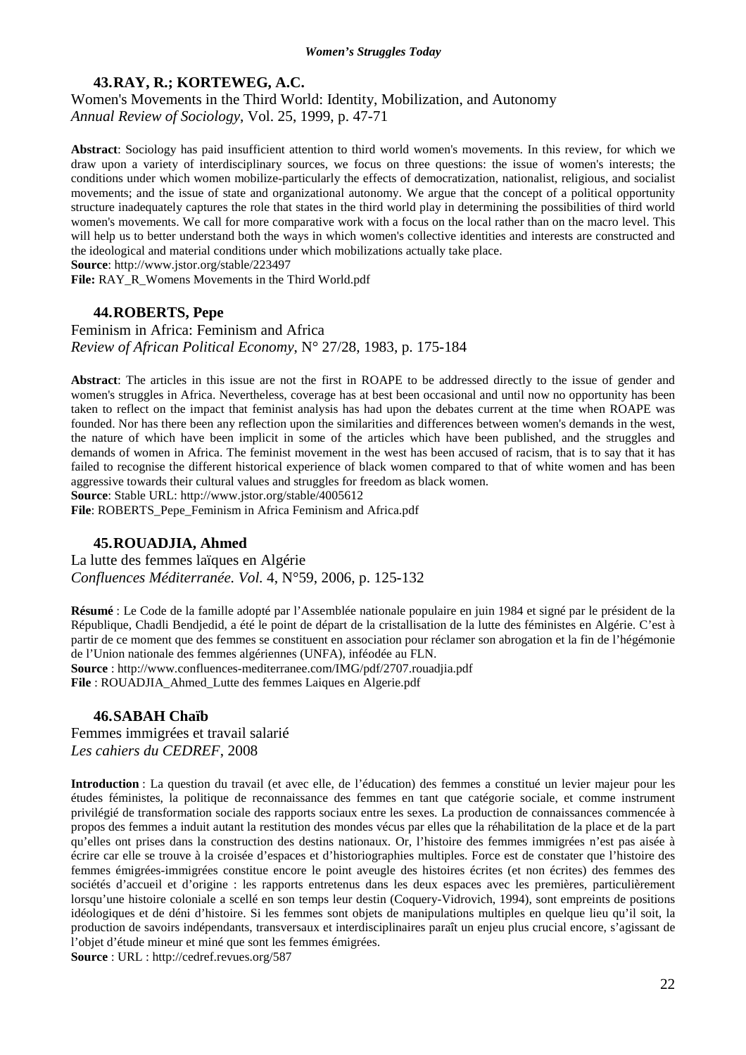### 43. RAY, R.; KORTEWEG, A.C.

Women's Movements in the Third World: Identity, Mobilization, and Autonomy
*Annual Review of Sociology*, Vol. 25, 1999, p. 47-71

**Abstract**: Sociology has paid insufficient attention to third world women's movements. In this review, for which we draw upon a variety of interdisciplinary sources, we focus on three questions: the issue of women's interests; the conditions under which women mobilize-particularly the effects of democratization, nationalist, religious, and socialist movements; and the issue of state and organizational autonomy. We argue that the concept of a political opportunity structure inadequately captures the role that states in the third world play in determining the possibilities of third world women's movements. We call for more comparative work with a focus on the local rather than on the macro level. This will help us to better understand both the ways in which women's collective identities and interests are constructed and the ideological and material conditions under which mobilizations actually take place.
**Source**: http://www.jstor.org/stable/223497
**File:** RAY_R_Womens Movements in the Third World.pdf

### 44. ROBERTS, Pepe

Feminism in Africa: Feminism and Africa
*Review of African Political Economy*, N° 27/28, 1983, p. 175-184

**Abstract**: The articles in this issue are not the first in ROAPE to be addressed directly to the issue of gender and women's struggles in Africa. Nevertheless, coverage has at best been occasional and until now no opportunity has been taken to reflect on the impact that feminist analysis has had upon the debates current at the time when ROAPE was founded. Nor has there been any reflection upon the similarities and differences between women's demands in the west, the nature of which have been implicit in some of the articles which have been published, and the struggles and demands of women in Africa. The feminist movement in the west has been accused of racism, that is to say that it has failed to recognise the different historical experience of black women compared to that of white women and has been aggressive towards their cultural values and struggles for freedom as black women.
**Source**: Stable URL: http://www.jstor.org/stable/4005612
**File**: ROBERTS_Pepe_Feminism in Africa Feminism and Africa.pdf

### 45. ROUADJIA, Ahmed

La lutte des femmes laïques en Algérie
*Confluences Méditerranée. Vol.* 4, N°59, 2006, p. 125-132

**Résumé** : Le Code de la famille adopté par l'Assemblée nationale populaire en juin 1984 et signé par le président de la République, Chadli Bendjedid, a été le point de départ de la cristallisation de la lutte des féministes en Algérie. C'est à partir de ce moment que des femmes se constituent en association pour réclamer son abrogation et la fin de l'hégémonie de l'Union nationale des femmes algériennes (UNFA), inféodée au FLN.
**Source** : http://www.confluences-mediterranee.com/IMG/pdf/2707.rouadjia.pdf
**File** : ROUADJIA_Ahmed_Lutte des femmes Laiques en Algerie.pdf

### 46. SABAH Chaïb

Femmes immigrées et travail salarié
*Les cahiers du CEDREF*, 2008

**Introduction** : La question du travail (et avec elle, de l'éducation) des femmes a constitué un levier majeur pour les études féministes, la politique de reconnaissance des femmes en tant que catégorie sociale, et comme instrument privilégié de transformation sociale des rapports sociaux entre les sexes. La production de connaissances commencée à propos des femmes a induit autant la restitution des mondes vécus par elles que la réhabilitation de la place et de la part qu'elles ont prises dans la construction des destins nationaux. Or, l'histoire des femmes immigrées n'est pas aisée à écrire car elle se trouve à la croisée d'espaces et d'historiographies multiples. Force est de constater que l'histoire des femmes émigrées-immigrées constitue encore le point aveugle des histoires écrites (et non écrites) des femmes des sociétés d'accueil et d'origine : les rapports entretenus dans les deux espaces avec les premières, particulièrement lorsqu'une histoire coloniale a scellé en son temps leur destin (Coquery-Vidrovich, 1994), sont empreints de positions idéologiques et de déni d'histoire. Si les femmes sont objets de manipulations multiples en quelque lieu qu'il soit, la production de savoirs indépendants, transversaux et interdisciplinaires paraît un enjeu plus crucial encore, s'agissant de l'objet d'étude mineur et miné que sont les femmes émigrées.
**Source** : URL : http://cedref.revues.org/587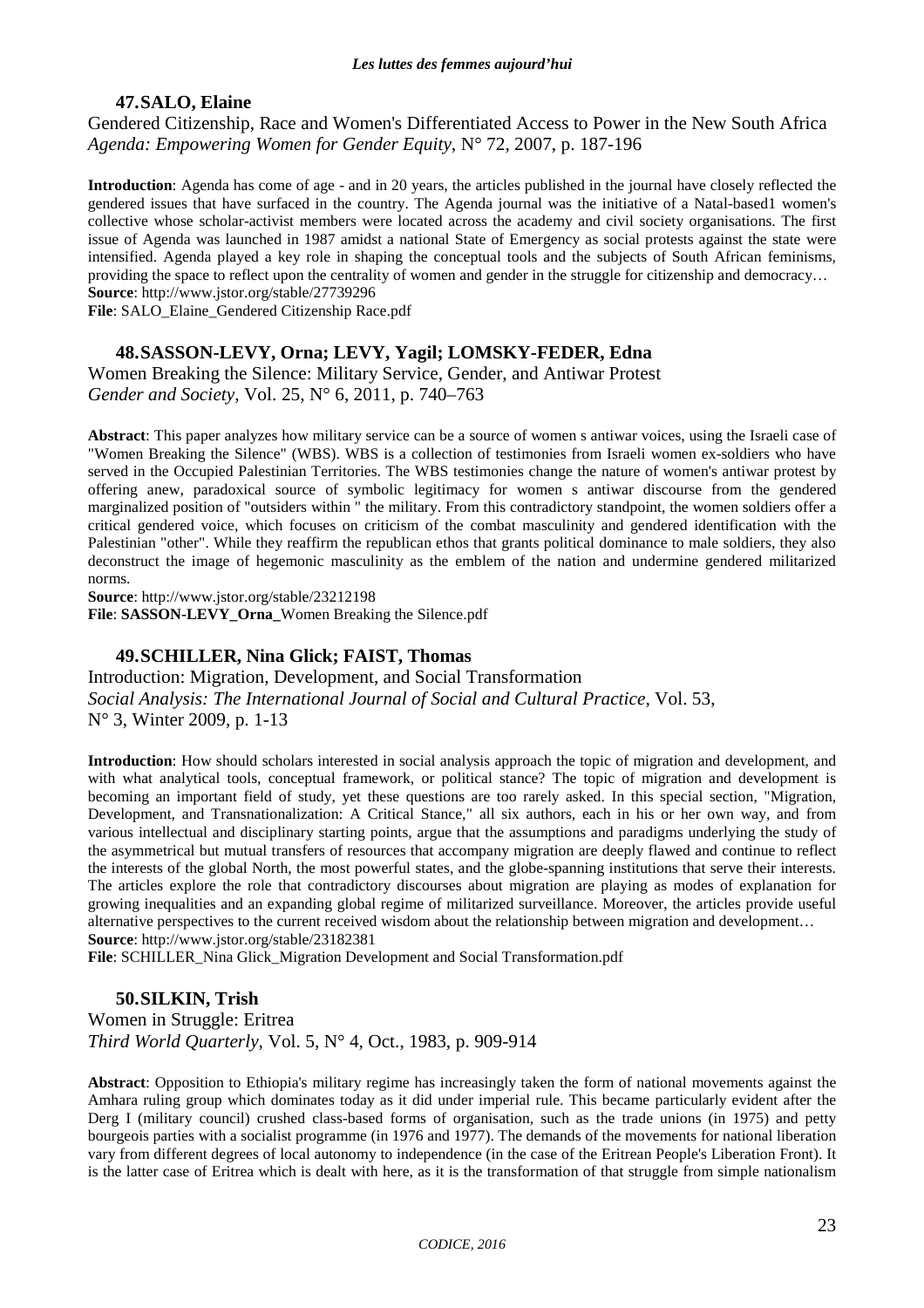### 47. SALO, Elaine

Gendered Citizenship, Race and Women's Differentiated Access to Power in the New South Africa
*Agenda: Empowering Women for Gender Equity*, N° 72, 2007, p. 187-196

**Introduction**: Agenda has come of age - and in 20 years, the articles published in the journal have closely reflected the gendered issues that have surfaced in the country. The Agenda journal was the initiative of a Natal-based1 women's collective whose scholar-activist members were located across the academy and civil society organisations. The first issue of Agenda was launched in 1987 amidst a national State of Emergency as social protests against the state were intensified. Agenda played a key role in shaping the conceptual tools and the subjects of South African feminisms, providing the space to reflect upon the centrality of women and gender in the struggle for citizenship and democracy…
**Source**: http://www.jstor.org/stable/27739296
**File**: SALO_Elaine_Gendered Citizenship Race.pdf

### 48. SASSON-LEVY, Orna; LEVY, Yagil; LOMSKY-FEDER, Edna

Women Breaking the Silence: Military Service, Gender, and Antiwar Protest
*Gender and Society*, Vol. 25, N° 6, 2011, p. 740–763

**Abstract**: This paper analyzes how military service can be a source of women s antiwar voices, using the Israeli case of "Women Breaking the Silence" (WBS). WBS is a collection of testimonies from Israeli women ex-soldiers who have served in the Occupied Palestinian Territories. The WBS testimonies change the nature of women's antiwar protest by offering anew, paradoxical source of symbolic legitimacy for women s antiwar discourse from the gendered marginalized position of "outsiders within " the military. From this contradictory standpoint, the women soldiers offer a critical gendered voice, which focuses on criticism of the combat masculinity and gendered identification with the Palestinian "other". While they reaffirm the republican ethos that grants political dominance to male soldiers, they also deconstruct the image of hegemonic masculinity as the emblem of the nation and undermine gendered militarized norms.
**Source**: http://www.jstor.org/stable/23212198
**File**: **SASSON-LEVY_Orna_**Women Breaking the Silence.pdf

### 49. SCHILLER, Nina Glick; FAIST, Thomas

Introduction: Migration, Development, and Social Transformation
*Social Analysis: The International Journal of Social and Cultural Practice*, Vol. 53, N° 3, Winter 2009, p. 1-13

**Introduction**: How should scholars interested in social analysis approach the topic of migration and development, and with what analytical tools, conceptual framework, or political stance? The topic of migration and development is becoming an important field of study, yet these questions are too rarely asked. In this special section, "Migration, Development, and Transnationalization: A Critical Stance," all six authors, each in his or her own way, and from various intellectual and disciplinary starting points, argue that the assumptions and paradigms underlying the study of the asymmetrical but mutual transfers of resources that accompany migration are deeply flawed and continue to reflect the interests of the global North, the most powerful states, and the globe-spanning institutions that serve their interests. The articles explore the role that contradictory discourses about migration are playing as modes of explanation for growing inequalities and an expanding global regime of militarized surveillance. Moreover, the articles provide useful alternative perspectives to the current received wisdom about the relationship between migration and development…
**Source**: http://www.jstor.org/stable/23182381
**File**: SCHILLER_Nina Glick_Migration Development and Social Transformation.pdf

### 50. SILKIN, Trish

Women in Struggle: Eritrea
*Third World Quarterly*, Vol. 5, N° 4, Oct., 1983, p. 909-914

**Abstract**: Opposition to Ethiopia's military regime has increasingly taken the form of national movements against the Amhara ruling group which dominates today as it did under imperial rule. This became particularly evident after the Derg I (military council) crushed class-based forms of organisation, such as the trade unions (in 1975) and petty bourgeois parties with a socialist programme (in 1976 and 1977). The demands of the movements for national liberation vary from different degrees of local autonomy to independence (in the case of the Eritrean People's Liberation Front). It is the latter case of Eritrea which is dealt with here, as it is the transformation of that struggle from simple nationalism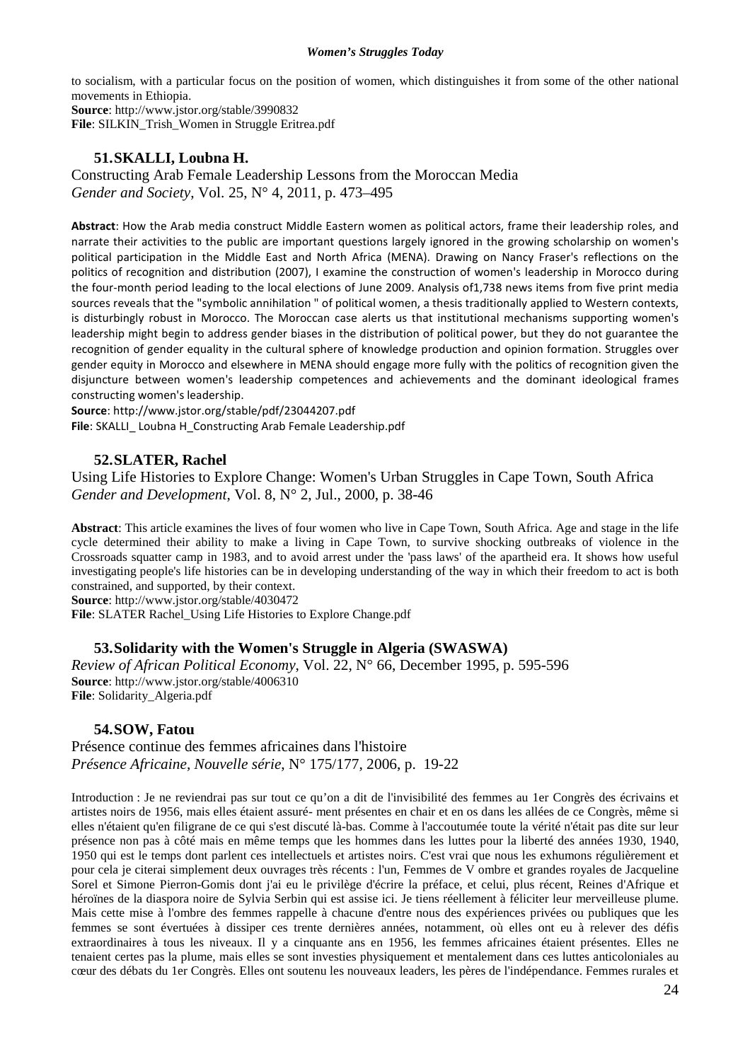to socialism, with a particular focus on the position of women, which distinguishes it from some of the other national movements in Ethiopia.
**Source**: http://www.jstor.org/stable/3990832
**File**: SILKIN_Trish_Women in Struggle Eritrea.pdf

### 51. SKALLI, Loubna H.

Constructing Arab Female Leadership Lessons from the Moroccan Media
*Gender and Society*, Vol. 25, N° 4, 2011, p. 473–495

**Abstract**: How the Arab media construct Middle Eastern women as political actors, frame their leadership roles, and narrate their activities to the public are important questions largely ignored in the growing scholarship on women's political participation in the Middle East and North Africa (MENA). Drawing on Nancy Fraser's reflections on the politics of recognition and distribution (2007), I examine the construction of women's leadership in Morocco during the four-month period leading to the local elections of June 2009. Analysis of1,738 news items from five print media sources reveals that the "symbolic annihilation " of political women, a thesis traditionally applied to Western contexts, is disturbingly robust in Morocco. The Moroccan case alerts us that institutional mechanisms supporting women's leadership might begin to address gender biases in the distribution of political power, but they do not guarantee the recognition of gender equality in the cultural sphere of knowledge production and opinion formation. Struggles over gender equity in Morocco and elsewhere in MENA should engage more fully with the politics of recognition given the disjuncture between women's leadership competences and achievements and the dominant ideological frames constructing women's leadership.
**Source**: http://www.jstor.org/stable/pdf/23044207.pdf
**File**: SKALLI_ Loubna H_Constructing Arab Female Leadership.pdf

### 52. SLATER, Rachel

Using Life Histories to Explore Change: Women's Urban Struggles in Cape Town, South Africa
*Gender and Development*, Vol. 8, N° 2, Jul., 2000, p. 38-46

**Abstract**: This article examines the lives of four women who live in Cape Town, South Africa. Age and stage in the life cycle determined their ability to make a living in Cape Town, to survive shocking outbreaks of violence in the Crossroads squatter camp in 1983, and to avoid arrest under the 'pass laws' of the apartheid era. It shows how useful investigating people's life histories can be in developing understanding of the way in which their freedom to act is both constrained, and supported, by their context.
**Source**: http://www.jstor.org/stable/4030472
**File**: SLATER Rachel_Using Life Histories to Explore Change.pdf

### 53. Solidarity with the Women's Struggle in Algeria (SWASWA)

*Review of African Political Economy*, Vol. 22, N° 66, December 1995, p. 595-596
**Source**: http://www.jstor.org/stable/4006310
**File**: Solidarity_Algeria.pdf

### 54. SOW, Fatou

Présence continue des femmes africaines dans l'histoire
*Présence Africaine, Nouvelle série*, N° 175/177, 2006, p. 19-22

Introduction : Je ne reviendrai pas sur tout ce qu'on a dit de l'invisibilité des femmes au 1er Congrès des écrivains et artistes noirs de 1956, mais elles étaient assuré- ment présentes en chair et en os dans les allées de ce Congrès, même si elles n'étaient qu'en filigrane de ce qui s'est discuté là-bas. Comme à l'accoutumée toute la vérité n'était pas dite sur leur présence non pas à côté mais en même temps que les hommes dans les luttes pour la liberté des années 1930, 1940, 1950 qui est le temps dont parlent ces intellectuels et artistes noirs. C'est vrai que nous les exhumons régulièrement et pour cela je citerai simplement deux ouvrages très récents : l'un, Femmes de V ombre et grandes royales de Jacqueline Sorel et Simone Pierron-Gomis dont j'ai eu le privilège d'écrire la préface, et celui, plus récent, Reines d'Afrique et héroïnes de la diaspora noire de Sylvia Serbin qui est assise ici. Je tiens réellement à féliciter leur merveilleuse plume. Mais cette mise à l'ombre des femmes rappelle à chacune d'entre nous des expériences privées ou publiques que les femmes se sont évertuées à dissiper ces trente dernières années, notamment, où elles ont eu à relever des défis extraordinaires à tous les niveaux. Il y a cinquante ans en 1956, les femmes africaines étaient présentes. Elles ne tenaient certes pas la plume, mais elles se sont investies physiquement et mentalement dans ces luttes anticoloniales au cœur des débats du 1er Congrès. Elles ont soutenu les nouveaux leaders, les pères de l'indépendance. Femmes rurales et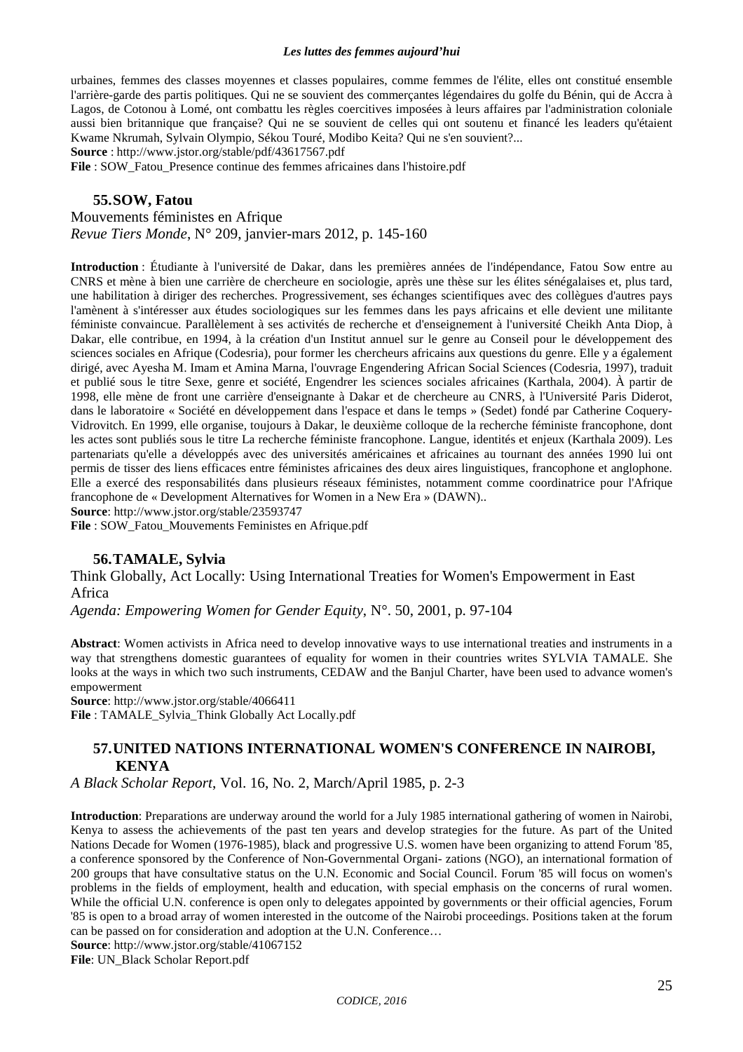urbaines, femmes des classes moyennes et classes populaires, comme femmes de l'élite, elles ont constitué ensemble l'arrière-garde des partis politiques. Qui ne se souvient des commerçantes légendaires du golfe du Bénin, qui de Accra à Lagos, de Cotonou à Lomé, ont combattu les règles coercitives imposées à leurs affaires par l'administration coloniale aussi bien britannique que française? Qui ne se souvient de celles qui ont soutenu et financé les leaders qu'étaient Kwame Nkrumah, Sylvain Olympio, Sékou Touré, Modibo Keita? Qui ne s'en souvient?...

**Source** : http://www.jstor.org/stable/pdf/43617567.pdf

**File** : SOW_Fatou_Presence continue des femmes africaines dans l'histoire.pdf

### 55. SOW, Fatou

Mouvements féministes en Afrique

*Revue Tiers Monde*, N° 209, janvier-mars 2012, p. 145-160

**Introduction** : Étudiante à l'université de Dakar, dans les premières années de l'indépendance, Fatou Sow entre au CNRS et mène à bien une carrière de chercheure en sociologie, après une thèse sur les élites sénégalaises et, plus tard, une habilitation à diriger des recherches. Progressivement, ses échanges scientifiques avec des collègues d'autres pays l'amènent à s'intéresser aux études sociologiques sur les femmes dans les pays africains et elle devient une militante féministe convaincue. Parallèlement à ses activités de recherche et d'enseignement à l'université Cheikh Anta Diop, à Dakar, elle contribue, en 1994, à la création d'un Institut annuel sur le genre au Conseil pour le développement des sciences sociales en Afrique (Codesria), pour former les chercheurs africains aux questions du genre. Elle y a également dirigé, avec Ayesha M. Imam et Amina Marna, l'ouvrage Engendering African Social Sciences (Codesria, 1997), traduit et publié sous le titre Sexe, genre et société, Engendrer les sciences sociales africaines (Karthala, 2004). À partir de 1998, elle mène de front une carrière d'enseignante à Dakar et de chercheure au CNRS, à l'Université Paris Diderot, dans le laboratoire « Société en développement dans l'espace et dans le temps » (Sedet) fondé par Catherine Coquery-Vidrovitch. En 1999, elle organise, toujours à Dakar, le deuxième colloque de la recherche féministe francophone, dont les actes sont publiés sous le titre La recherche féministe francophone. Langue, identités et enjeux (Karthala 2009). Les partenariats qu'elle a développés avec des universités américaines et africaines au tournant des années 1990 lui ont permis de tisser des liens efficaces entre féministes africaines des deux aires linguistiques, francophone et anglophone. Elle a exercé des responsabilités dans plusieurs réseaux féministes, notamment comme coordinatrice pour l'Afrique francophone de « Development Alternatives for Women in a New Era » (DAWN)..

**Source**: http://www.jstor.org/stable/23593747

**File** : SOW_Fatou_Mouvements Feministes en Afrique.pdf

### 56. TAMALE, Sylvia

Think Globally, Act Locally: Using International Treaties for Women's Empowerment in East Africa

*Agenda: Empowering Women for Gender Equity*, N°. 50, 2001, p. 97-104

**Abstract**: Women activists in Africa need to develop innovative ways to use international treaties and instruments in a way that strengthens domestic guarantees of equality for women in their countries writes SYLVIA TAMALE. She looks at the ways in which two such instruments, CEDAW and the Banjul Charter, have been used to advance women's empowerment

**Source**: http://www.jstor.org/stable/4066411

**File** : TAMALE_Sylvia_Think Globally Act Locally.pdf

### 57. UNITED NATIONS INTERNATIONAL WOMEN'S CONFERENCE IN NAIROBI, KENYA

*A Black Scholar Report*, Vol. 16, No. 2, March/April 1985, p. 2-3

**Introduction**: Preparations are underway around the world for a July 1985 international gathering of women in Nairobi, Kenya to assess the achievements of the past ten years and develop strategies for the future. As part of the United Nations Decade for Women (1976-1985), black and progressive U.S. women have been organizing to attend Forum '85, a conference sponsored by the Conference of Non-Governmental Organi- zations (NGO), an international formation of 200 groups that have consultative status on the U.N. Economic and Social Council. Forum '85 will focus on women's problems in the fields of employment, health and education, with special emphasis on the concerns of rural women. While the official U.N. conference is open only to delegates appointed by governments or their official agencies, Forum '85 is open to a broad array of women interested in the outcome of the Nairobi proceedings. Positions taken at the forum can be passed on for consideration and adoption at the U.N. Conference…

**Source**: http://www.jstor.org/stable/41067152

**File**: UN_Black Scholar Report.pdf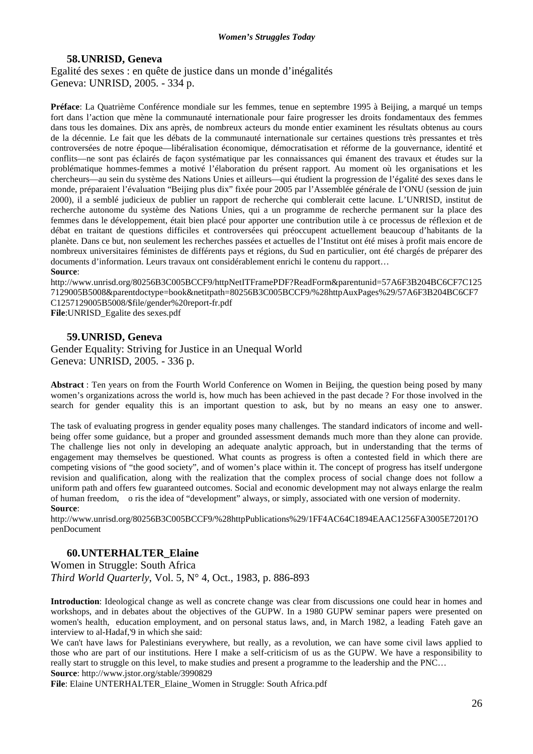### 58. UNRISD, Geneva

Egalité des sexes : en quête de justice dans un monde d'inégalités
Geneva: UNRISD, 2005. - 334 p.

**Préface**: La Quatrième Conférence mondiale sur les femmes, tenue en septembre 1995 à Beijing, a marqué un temps fort dans l'action que mène la communauté internationale pour faire progresser les droits fondamentaux des femmes dans tous les domaines. Dix ans après, de nombreux acteurs du monde entier examinent les résultats obtenus au cours de la décennie. Le fait que les débats de la communauté internationale sur certaines questions très pressantes et très controversées de notre époque—libéralisation économique, démocratisation et réforme de la gouvernance, identité et conflits—ne sont pas éclairés de façon systématique par les connaissances qui émanent des travaux et études sur la problématique hommes-femmes a motivé l'élaboration du présent rapport. Au moment où les organisations et les chercheurs—au sein du système des Nations Unies et ailleurs—qui étudient la progression de l'égalité des sexes dans le monde, préparaient l'évaluation "Beijing plus dix" fixée pour 2005 par l'Assemblée générale de l'ONU (session de juin 2000), il a semblé judicieux de publier un rapport de recherche qui comblerait cette lacune. L'UNRISD, institut de recherche autonome du système des Nations Unies, qui a un programme de recherche permanent sur la place des femmes dans le développement, était bien placé pour apporter une contribution utile à ce processus de réflexion et de débat en traitant de questions difficiles et controversées qui préoccupent actuellement beaucoup d'habitants de la planète. Dans ce but, non seulement les recherches passées et actuelles de l'Institut ont été mises à profit mais encore de nombreux universitaires féministes de différents pays et régions, du Sud en particulier, ont été chargés de préparer des documents d'information. Leurs travaux ont considérablement enrichi le contenu du rapport…

**Source**:
http://www.unrisd.org/80256B3C005BCCF9/httpNetITFramePDF?ReadForm&parentunid=57A6F3B204BC6CF7C1257129005B5008&parentdoctype=book&netitpath=80256B3C005BCCF9/%28httpAuxPages%29/57A6F3B204BC6CF7C1257129005B5008/$file/gender%20report-fr.pdf

**File**:UNRISD_Egalite des sexes.pdf

### 59. UNRISD, Geneva

Gender Equality: Striving for Justice in an Unequal World
Geneva: UNRISD, 2005. - 336 p.

**Abstract** : Ten years on from the Fourth World Conference on Women in Beijing, the question being posed by many women's organizations across the world is, how much has been achieved in the past decade ? For those involved in the search for gender equality this is an important question to ask, but by no means an easy one to answer.

The task of evaluating progress in gender equality poses many challenges. The standard indicators of income and well-being offer some guidance, but a proper and grounded assessment demands much more than they alone can provide. The challenge lies not only in developing an adequate analytic approach, but in understanding that the terms of engagement may themselves be questioned. What counts as progress is often a contested field in which there are competing visions of "the good society", and of women's place within it. The concept of progress has itself undergone revision and qualification, along with the realization that the complex process of social change does not follow a uniform path and offers few guaranteed outcomes. Social and economic development may not always enlarge the realm of human freedom, o ris the idea of "development" always, or simply, associated with one version of modernity.

**Source**:
http://www.unrisd.org/80256B3C005BCCF9/%28httpPublications%29/1FF4AC64C1894EAAC1256FA3005E7201?OpenDocument

### 60. UNTERHALTER_Elaine

Women in Struggle: South Africa
*Third World Quarterly*, Vol. 5, N° 4, Oct., 1983, p. 886-893

**Introduction**: Ideological change as well as concrete change was clear from discussions one could hear in homes and workshops, and in debates about the objectives of the GUPW. In a 1980 GUPW seminar papers were presented on women's health, education employment, and on personal status laws, and, in March 1982, a leading Fateh gave an interview to al-Hadaf,'9 in which she said:

We can't have laws for Palestinians everywhere, but really, as a revolution, we can have some civil laws applied to those who are part of our institutions. Here I make a self-criticism of us as the GUPW. We have a responsibility to really start to struggle on this level, to make studies and present a programme to the leadership and the PNC…

**Source**: http://www.jstor.org/stable/3990829

**File**: Elaine UNTERHALTER_Elaine_Women in Struggle: South Africa.pdf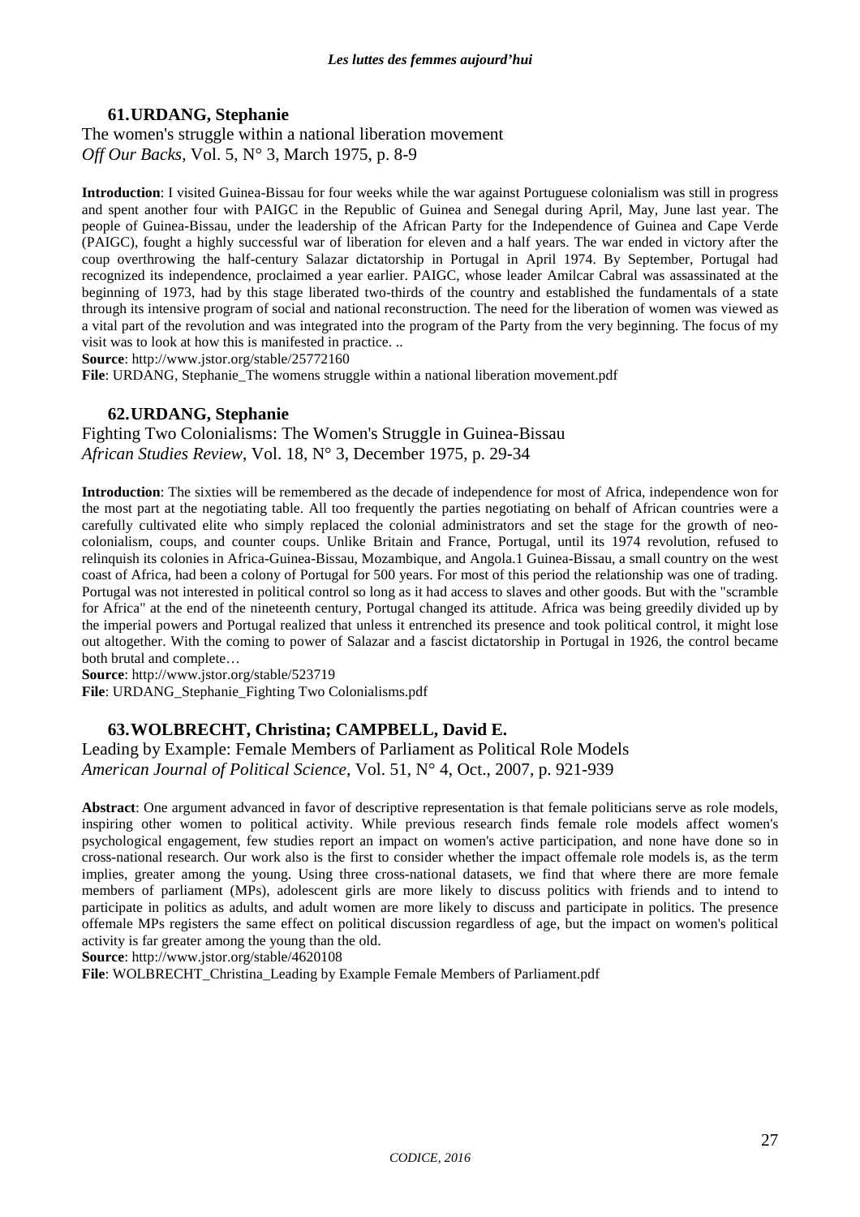### 61. URDANG, Stephanie

The women's struggle within a national liberation movement
*Off Our Backs*, Vol. 5, N° 3, March 1975, p. 8-9

**Introduction**: I visited Guinea-Bissau for four weeks while the war against Portuguese colonialism was still in progress and spent another four with PAIGC in the Republic of Guinea and Senegal during April, May, June last year. The people of Guinea-Bissau, under the leadership of the African Party for the Independence of Guinea and Cape Verde (PAIGC), fought a highly successful war of liberation for eleven and a half years. The war ended in victory after the coup overthrowing the half-century Salazar dictatorship in Portugal in April 1974. By September, Portugal had recognized its independence, proclaimed a year earlier. PAIGC, whose leader Amilcar Cabral was assassinated at the beginning of 1973, had by this stage liberated two-thirds of the country and established the fundamentals of a state through its intensive program of social and national reconstruction. The need for the liberation of women was viewed as a vital part of the revolution and was integrated into the program of the Party from the very beginning. The focus of my visit was to look at how this is manifested in practice. ..

**Source**: http://www.jstor.org/stable/25772160

**File**: URDANG, Stephanie_The womens struggle within a national liberation movement.pdf

### 62. URDANG, Stephanie

Fighting Two Colonialisms: The Women's Struggle in Guinea-Bissau
*African Studies Review*, Vol. 18, N° 3, December 1975, p. 29-34

**Introduction**: The sixties will be remembered as the decade of independence for most of Africa, independence won for the most part at the negotiating table. All too frequently the parties negotiating on behalf of African countries were a carefully cultivated elite who simply replaced the colonial administrators and set the stage for the growth of neo-colonialism, coups, and counter coups. Unlike Britain and France, Portugal, until its 1974 revolution, refused to relinquish its colonies in Africa-Guinea-Bissau, Mozambique, and Angola.1 Guinea-Bissau, a small country on the west coast of Africa, had been a colony of Portugal for 500 years. For most of this period the relationship was one of trading. Portugal was not interested in political control so long as it had access to slaves and other goods. But with the "scramble for Africa" at the end of the nineteenth century, Portugal changed its attitude. Africa was being greedily divided up by the imperial powers and Portugal realized that unless it entrenched its presence and took political control, it might lose out altogether. With the coming to power of Salazar and a fascist dictatorship in Portugal in 1926, the control became both brutal and complete…

**Source**: http://www.jstor.org/stable/523719

**File**: URDANG_Stephanie_Fighting Two Colonialisms.pdf

### 63. WOLBRECHT, Christina; CAMPBELL, David E.

Leading by Example: Female Members of Parliament as Political Role Models
*American Journal of Political Science*, Vol. 51, N° 4, Oct., 2007, p. 921-939

**Abstract**: One argument advanced in favor of descriptive representation is that female politicians serve as role models, inspiring other women to political activity. While previous research finds female role models affect women's psychological engagement, few studies report an impact on women's active participation, and none have done so in cross-national research. Our work also is the first to consider whether the impact offemale role models is, as the term implies, greater among the young. Using three cross-national datasets, we find that where there are more female members of parliament (MPs), adolescent girls are more likely to discuss politics with friends and to intend to participate in politics as adults, and adult women are more likely to discuss and participate in politics. The presence offemale MPs registers the same effect on political discussion regardless of age, but the impact on women's political activity is far greater among the young than the old.

**Source**: http://www.jstor.org/stable/4620108

**File**: WOLBRECHT_Christina_Leading by Example Female Members of Parliament.pdf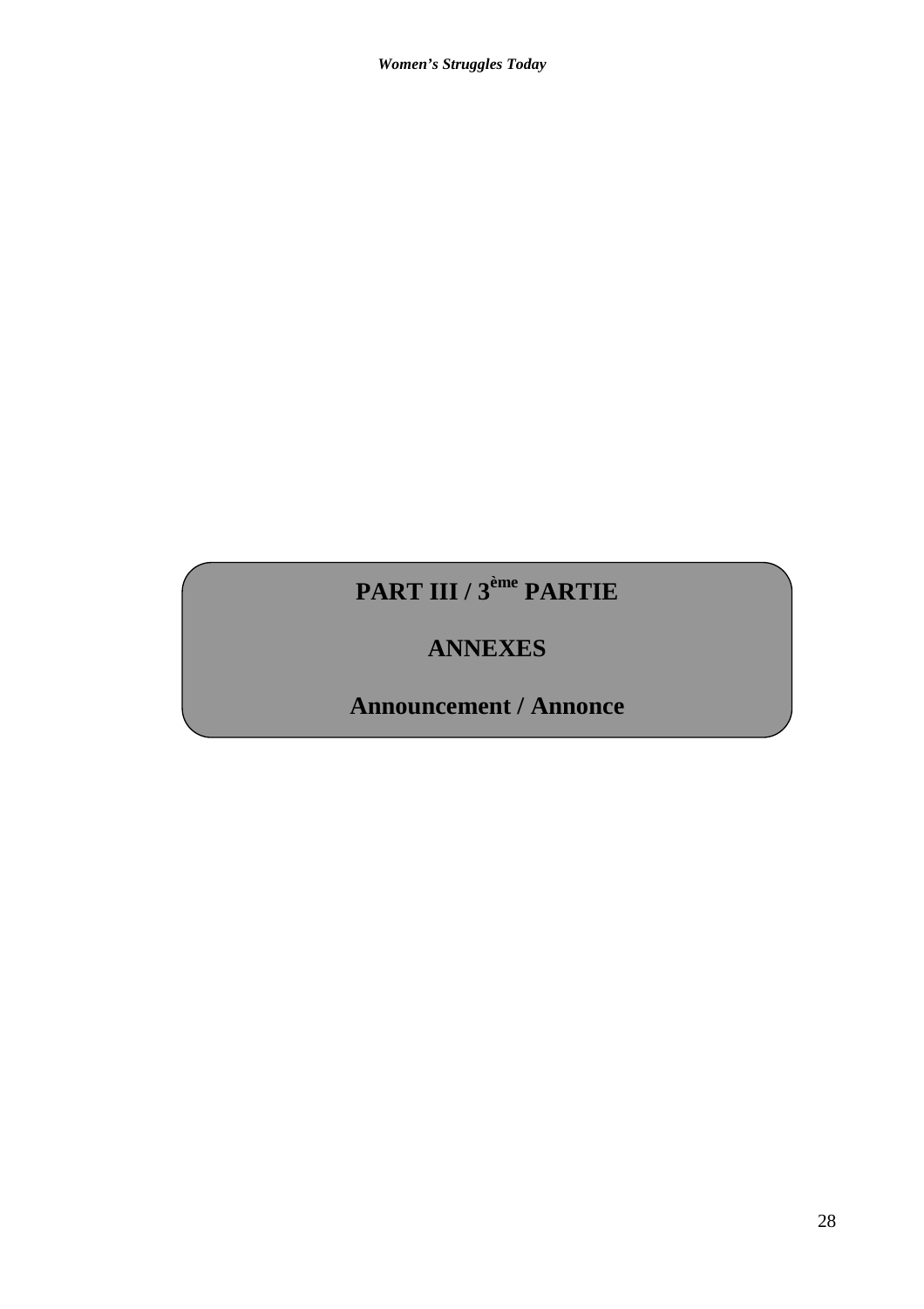# PART III / 3ème PARTIE

# ANNEXES

## Announcement / Annonce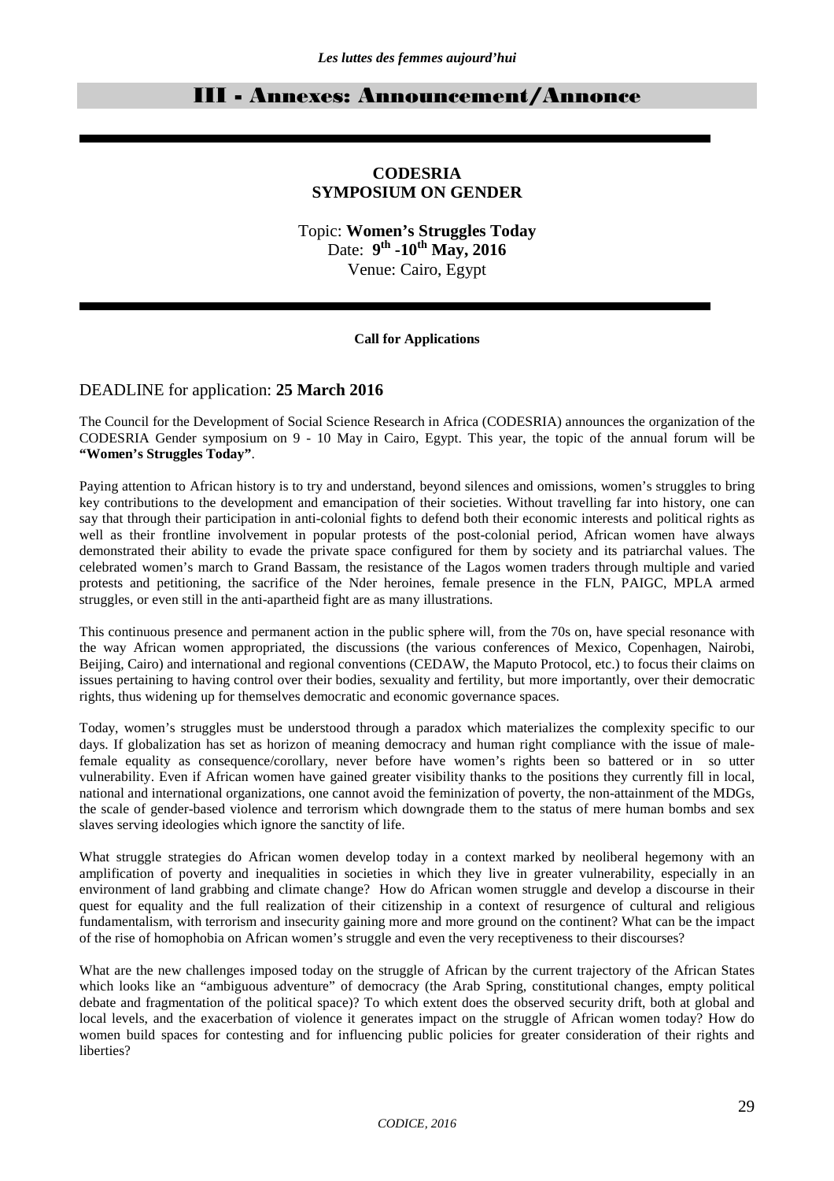## III - Annexes: Announcement/Annonce

**CODESRIA**
**SYMPOSIUM ON GENDER**

Topic: **Women's Struggles Today**
Date: **9th -10th May, 2016**
Venue: Cairo, Egypt

**Call for Applications**

DEADLINE for application: **25 March 2016**

The Council for the Development of Social Science Research in Africa (CODESRIA) announces the organization of the CODESRIA Gender symposium on 9 - 10 May in Cairo, Egypt. This year, the topic of the annual forum will be **"Women's Struggles Today"**.

Paying attention to African history is to try and understand, beyond silences and omissions, women's struggles to bring key contributions to the development and emancipation of their societies. Without travelling far into history, one can say that through their participation in anti-colonial fights to defend both their economic interests and political rights as well as their frontline involvement in popular protests of the post-colonial period, African women have always demonstrated their ability to evade the private space configured for them by society and its patriarchal values. The celebrated women's march to Grand Bassam, the resistance of the Lagos women traders through multiple and varied protests and petitioning, the sacrifice of the Nder heroines, female presence in the FLN, PAIGC, MPLA armed struggles, or even still in the anti-apartheid fight are as many illustrations.

This continuous presence and permanent action in the public sphere will, from the 70s on, have special resonance with the way African women appropriated, the discussions (the various conferences of Mexico, Copenhagen, Nairobi, Beijing, Cairo) and international and regional conventions (CEDAW, the Maputo Protocol, etc.) to focus their claims on issues pertaining to having control over their bodies, sexuality and fertility, but more importantly, over their democratic rights, thus widening up for themselves democratic and economic governance spaces.

Today, women's struggles must be understood through a paradox which materializes the complexity specific to our days. If globalization has set as horizon of meaning democracy and human right compliance with the issue of male-female equality as consequence/corollary, never before have women's rights been so battered or in so utter vulnerability. Even if African women have gained greater visibility thanks to the positions they currently fill in local, national and international organizations, one cannot avoid the feminization of poverty, the non-attainment of the MDGs, the scale of gender-based violence and terrorism which downgrade them to the status of mere human bombs and sex slaves serving ideologies which ignore the sanctity of life.

What struggle strategies do African women develop today in a context marked by neoliberal hegemony with an amplification of poverty and inequalities in societies in which they live in greater vulnerability, especially in an environment of land grabbing and climate change? How do African women struggle and develop a discourse in their quest for equality and the full realization of their citizenship in a context of resurgence of cultural and religious fundamentalism, with terrorism and insecurity gaining more and more ground on the continent? What can be the impact of the rise of homophobia on African women's struggle and even the very receptiveness to their discourses?

What are the new challenges imposed today on the struggle of African by the current trajectory of the African States which looks like an "ambiguous adventure" of democracy (the Arab Spring, constitutional changes, empty political debate and fragmentation of the political space)? To which extent does the observed security drift, both at global and local levels, and the exacerbation of violence it generates impact on the struggle of African women today? How do women build spaces for contesting and for influencing public policies for greater consideration of their rights and liberties?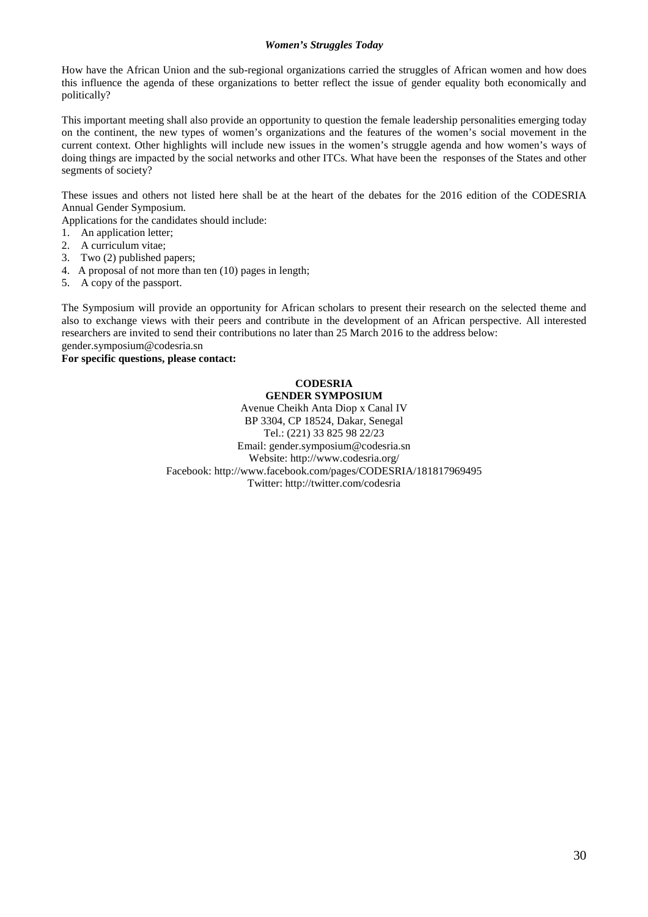How have the African Union and the sub-regional organizations carried the struggles of African women and how does this influence the agenda of these organizations to better reflect the issue of gender equality both economically and politically?

This important meeting shall also provide an opportunity to question the female leadership personalities emerging today on the continent, the new types of women's organizations and the features of the women's social movement in the current context. Other highlights will include new issues in the women's struggle agenda and how women's ways of doing things are impacted by the social networks and other ITCs. What have been the responses of the States and other segments of society?

These issues and others not listed here shall be at the heart of the debates for the 2016 edition of the CODESRIA Annual Gender Symposium.

Applications for the candidates should include:

1. An application letter;
2. A curriculum vitae;
3. Two (2) published papers;
4. A proposal of not more than ten (10) pages in length;
5. A copy of the passport.

The Symposium will provide an opportunity for African scholars to present their research on the selected theme and also to exchange views with their peers and contribute in the development of an African perspective. All interested researchers are invited to send their contributions no later than 25 March 2016 to the address below: gender.symposium@codesria.sn

**For specific questions, please contact:**

**CODESRIA**
**GENDER SYMPOSIUM**
Avenue Cheikh Anta Diop x Canal IV
BP 3304, CP 18524, Dakar, Senegal
Tel.: (221) 33 825 98 22/23
Email: gender.symposium@codesria.sn
Website: http://www.codesria.org/
Facebook: http://www.facebook.com/pages/CODESRIA/181817969495
Twitter: http://twitter.com/codesria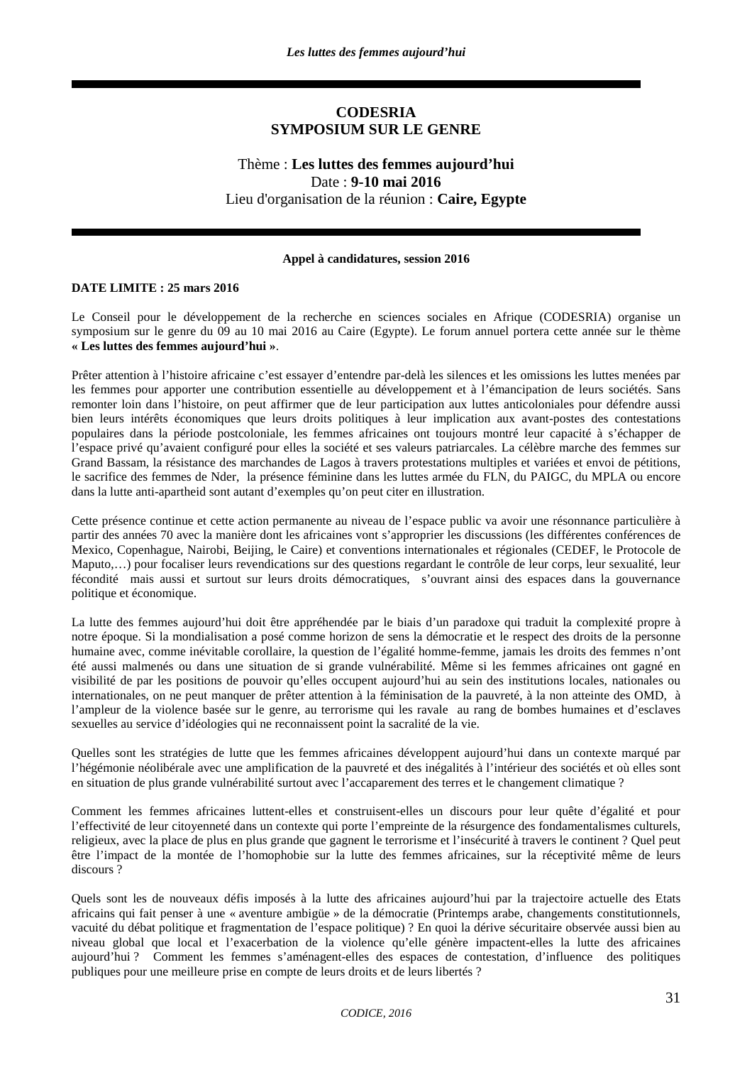**CODESRIA**
**SYMPOSIUM SUR LE GENRE**

Thème : **Les luttes des femmes aujourd'hui**
Date : **9-10 mai 2016**
Lieu d'organisation de la réunion : **Caire, Egypte**

---

**Appel à candidatures, session 2016**

**DATE LIMITE : 25 mars 2016**

Le Conseil pour le développement de la recherche en sciences sociales en Afrique (CODESRIA) organise un symposium sur le genre du 09 au 10 mai 2016 au Caire (Egypte). Le forum annuel portera cette année sur le thème **« Les luttes des femmes aujourd'hui »**.

Prêter attention à l'histoire africaine c'est essayer d'entendre par-delà les silences et les omissions les luttes menées par les femmes pour apporter une contribution essentielle au développement et à l'émancipation de leurs sociétés. Sans remonter loin dans l'histoire, on peut affirmer que de leur participation aux luttes anticoloniales pour défendre aussi bien leurs intérêts économiques que leurs droits politiques à leur implication aux avant-postes des contestations populaires dans la période postcoloniale, les femmes africaines ont toujours montré leur capacité à s'échapper de l'espace privé qu'avaient configuré pour elles la société et ses valeurs patriarcales. La célèbre marche des femmes sur Grand Bassam, la résistance des marchandes de Lagos à travers protestations multiples et variées et envoi de pétitions, le sacrifice des femmes de Nder, la présence féminine dans les luttes armée du FLN, du PAIGC, du MPLA ou encore dans la lutte anti-apartheid sont autant d'exemples qu'on peut citer en illustration.

Cette présence continue et cette action permanente au niveau de l'espace public va avoir une résonnance particulière à partir des années 70 avec la manière dont les africaines vont s'approprier les discussions (les différentes conférences de Mexico, Copenhague, Nairobi, Beijing, le Caire) et conventions internationales et régionales (CEDEF, le Protocole de Maputo,…) pour focaliser leurs revendications sur des questions regardant le contrôle de leur corps, leur sexualité, leur fécondité mais aussi et surtout sur leurs droits démocratiques, s'ouvrant ainsi des espaces dans la gouvernance politique et économique.

La lutte des femmes aujourd'hui doit être appréhendée par le biais d'un paradoxe qui traduit la complexité propre à notre époque. Si la mondialisation a posé comme horizon de sens la démocratie et le respect des droits de la personne humaine avec, comme inévitable corollaire, la question de l'égalité homme-femme, jamais les droits des femmes n'ont été aussi malmenés ou dans une situation de si grande vulnérabilité. Même si les femmes africaines ont gagné en visibilité de par les positions de pouvoir qu'elles occupent aujourd'hui au sein des institutions locales, nationales ou internationales, on ne peut manquer de prêter attention à la féminisation de la pauvreté, à la non atteinte des OMD, à l'ampleur de la violence basée sur le genre, au terrorisme qui les ravale au rang de bombes humaines et d'esclaves sexuelles au service d'idéologies qui ne reconnaissent point la sacralité de la vie.

Quelles sont les stratégies de lutte que les femmes africaines développent aujourd'hui dans un contexte marqué par l'hégémonie néolibérale avec une amplification de la pauvreté et des inégalités à l'intérieur des sociétés et où elles sont en situation de plus grande vulnérabilité surtout avec l'accaparement des terres et le changement climatique ?

Comment les femmes africaines luttent-elles et construisent-elles un discours pour leur quête d'égalité et pour l'effectivité de leur citoyenneté dans un contexte qui porte l'empreinte de la résurgence des fondamentalismes culturels, religieux, avec la place de plus en plus grande que gagnent le terrorisme et l'insécurité à travers le continent ? Quel peut être l'impact de la montée de l'homophobie sur la lutte des femmes africaines, sur la réceptivité même de leurs discours ?

Quels sont les de nouveaux défis imposés à la lutte des africaines aujourd'hui par la trajectoire actuelle des Etats africains qui fait penser à une « aventure ambigüe » de la démocratie (Printemps arabe, changements constitutionnels, vacuité du débat politique et fragmentation de l'espace politique) ? En quoi la dérive sécuritaire observée aussi bien au niveau global que local et l'exacerbation de la violence qu'elle génère impactent-elles la lutte des africaines aujourd'hui ? Comment les femmes s'aménagent-elles des espaces de contestation, d'influence des politiques publiques pour une meilleure prise en compte de leurs droits et de leurs libertés ?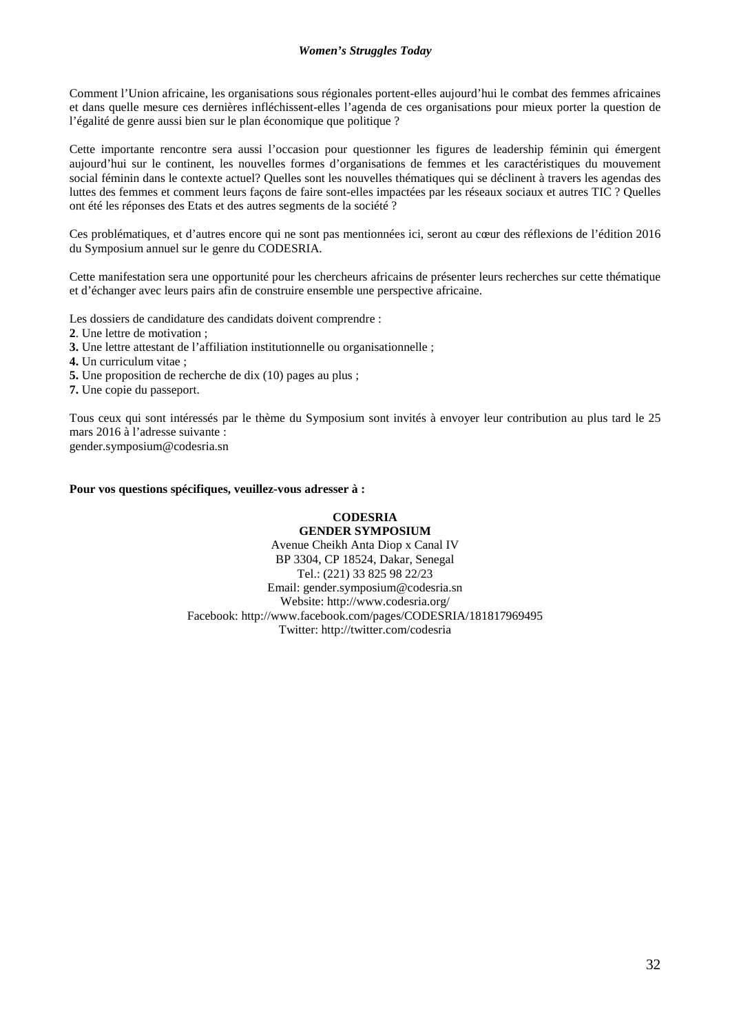Comment l'Union africaine, les organisations sous régionales portent-elles aujourd'hui le combat des femmes africaines et dans quelle mesure ces dernières infléchissent-elles l'agenda de ces organisations pour mieux porter la question de l'égalité de genre aussi bien sur le plan économique que politique ?

Cette importante rencontre sera aussi l'occasion pour questionner les figures de leadership féminin qui émergent aujourd'hui sur le continent, les nouvelles formes d'organisations de femmes et les caractéristiques du mouvement social féminin dans le contexte actuel? Quelles sont les nouvelles thématiques qui se déclinent à travers les agendas des luttes des femmes et comment leurs façons de faire sont-elles impactées par les réseaux sociaux et autres TIC ? Quelles ont été les réponses des Etats et des autres segments de la société ?

Ces problématiques, et d'autres encore qui ne sont pas mentionnées ici, seront au cœur des réflexions de l'édition 2016 du Symposium annuel sur le genre du CODESRIA.

Cette manifestation sera une opportunité pour les chercheurs africains de présenter leurs recherches sur cette thématique et d'échanger avec leurs pairs afin de construire ensemble une perspective africaine.

Les dossiers de candidature des candidats doivent comprendre :

**2**. Une lettre de motivation ;
**3.** Une lettre attestant de l'affiliation institutionnelle ou organisationnelle ;
**4.** Un curriculum vitae ;
**5.** Une proposition de recherche de dix (10) pages au plus ;
**7.** Une copie du passeport.

Tous ceux qui sont intéressés par le thème du Symposium sont invités à envoyer leur contribution au plus tard le 25 mars 2016 à l'adresse suivante :
gender.symposium@codesria.sn

**Pour vos questions spécifiques, veuillez-vous adresser à :**

**CODESRIA**
**GENDER SYMPOSIUM**
Avenue Cheikh Anta Diop x Canal IV
BP 3304, CP 18524, Dakar, Senegal
Tel.: (221) 33 825 98 22/23
Email: gender.symposium@codesria.sn
Website: http://www.codesria.org/
Facebook: http://www.facebook.com/pages/CODESRIA/181817969495
Twitter: http://twitter.com/codesria